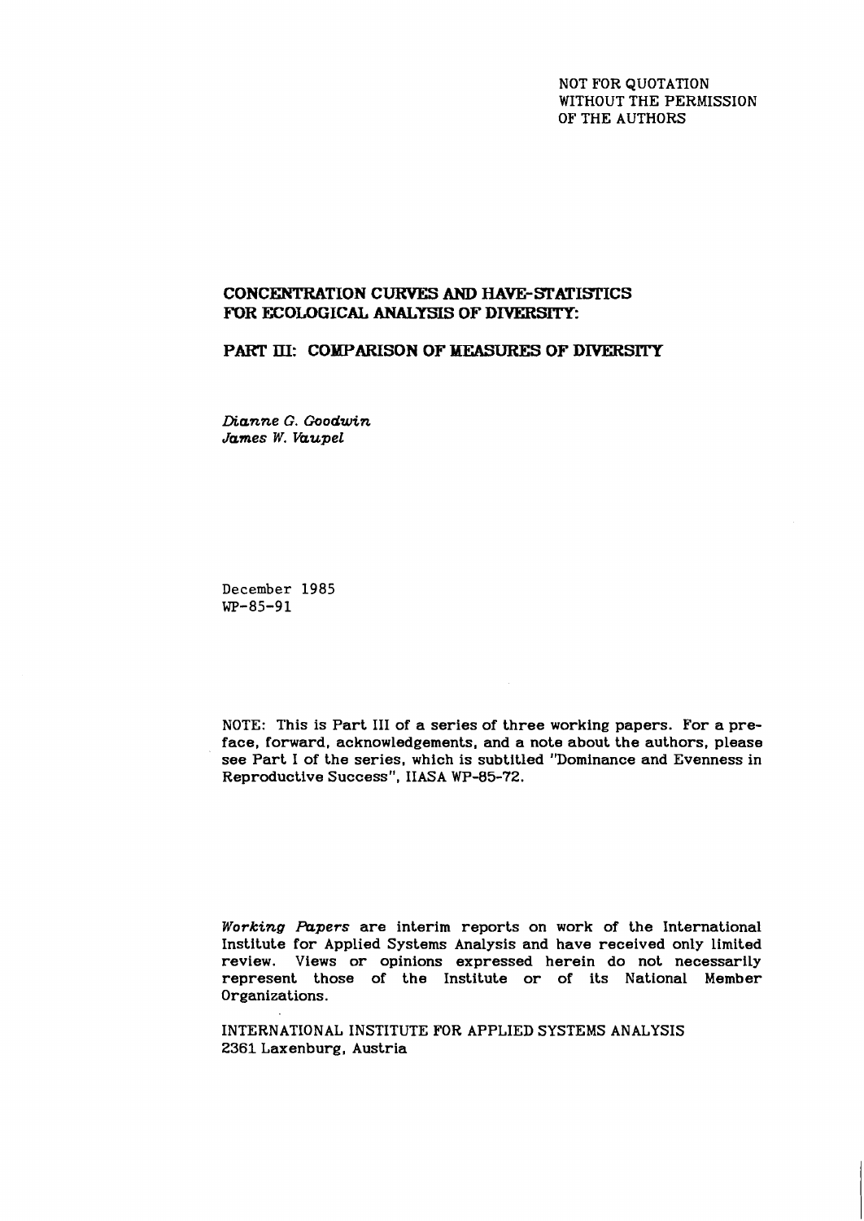NOT FOR QUOTATION
WITHOUT THE PERMISSION
OF THE AUTHORS

# CONCENTRATION CURVES AND HAVE-STATISTICS FOR ECOLOGICAL ANALYSIS OF DIVERSITY:

## PART III: COMPARISON OF MEASURES OF DIVERSITY

*Dianne G. Goodwin*
*James W. Vaupel*

December 1985
WP-85-91

NOTE: This is Part III of a series of three working papers. For a preface, forward, acknowledgements, and a note about the authors, please see Part I of the series, which is subtitled "Dominance and Evenness in Reproductive Success", IIASA WP-85-72.

*Working Papers* are interim reports on work of the International Institute for Applied Systems Analysis and have received only limited review. Views or opinions expressed herein do not necessarily represent those of the Institute or of its National Member Organizations.

INTERNATIONAL INSTITUTE FOR APPLIED SYSTEMS ANALYSIS
2361 Laxenburg, Austria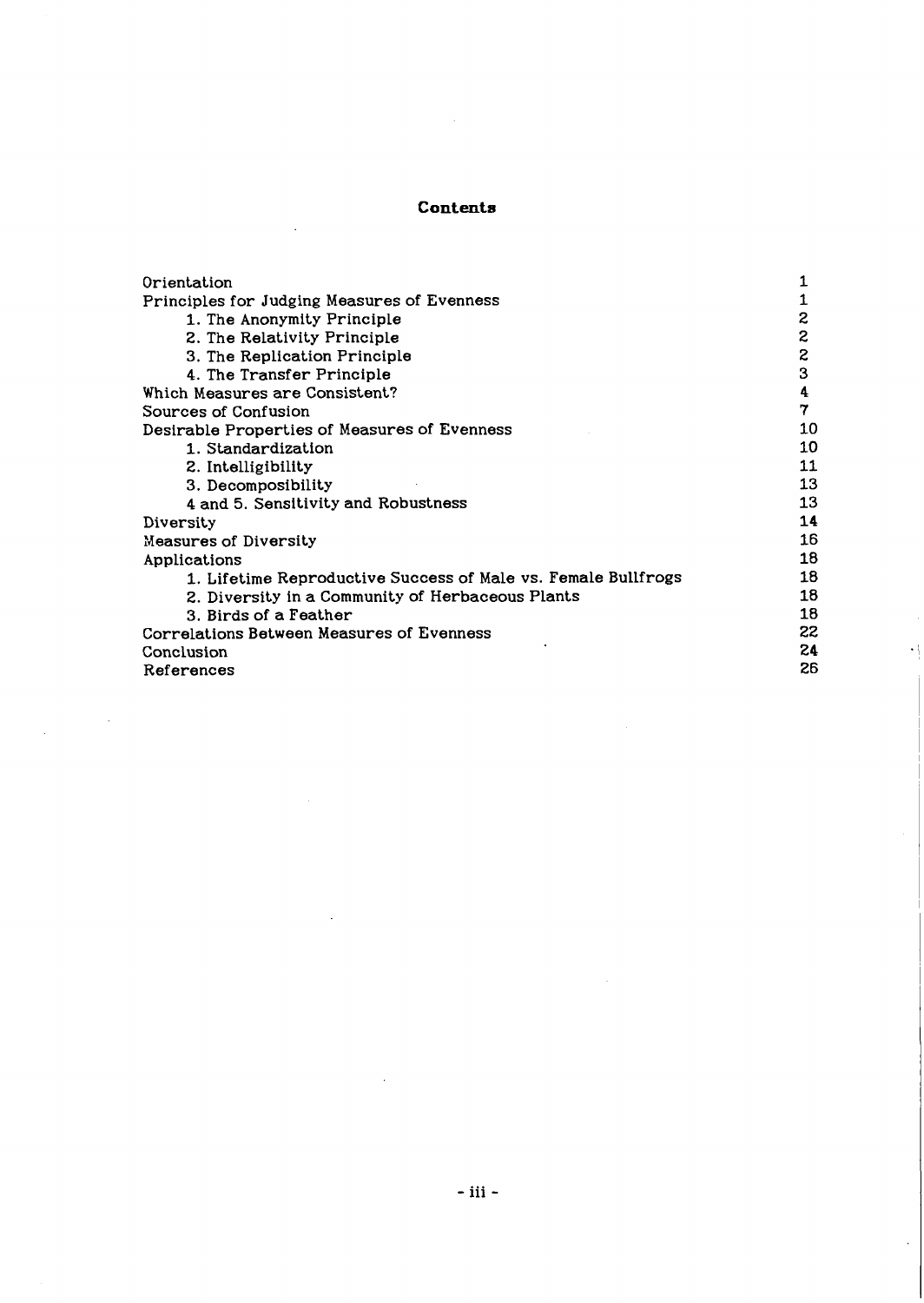# Contents

| | |
|---|---|
| Orientation | 1 |
| Principles for Judging Measures of Evenness | 1 |
| 1. The Anonymity Principle | 2 |
| 2. The Relativity Principle | 2 |
| 3. The Replication Principle | 2 |
| 4. The Transfer Principle | 3 |
| Which Measures are Consistent? | 4 |
| Sources of Confusion | 7 |
| Desirable Properties of Measures of Evenness | 10 |
| 1. Standardization | 10 |
| 2. Intelligibility | 11 |
| 3. Decomposibility | 13 |
| 4 and 5. Sensitivity and Robustness | 13 |
| Diversity | 14 |
| Measures of Diversity | 16 |
| Applications | 18 |
| 1. Lifetime Reproductive Success of Male vs. Female Bullfrogs | 18 |
| 2. Diversity in a Community of Herbaceous Plants | 18 |
| 3. Birds of a Feather | 18 |
| Correlations Between Measures of Evenness | 22 |
| Conclusion | 24 |
| References | 26 |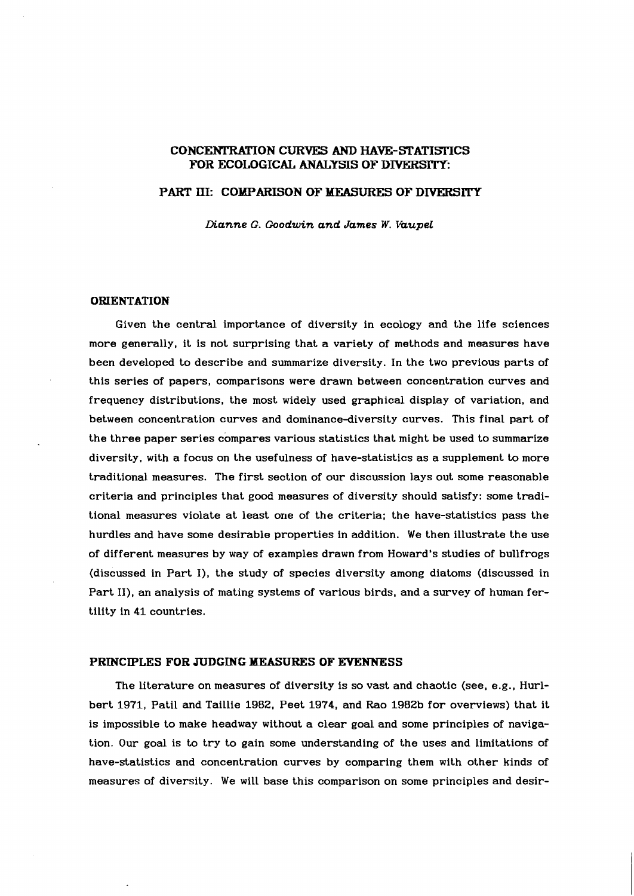# CONCENTRATION CURVES AND HAVE-STATISTICS FOR ECOLOGICAL ANALYSIS OF DIVERSITY:

## PART III: COMPARISON OF MEASURES OF DIVERSITY

*Dianne G. Goodwin and James W. Vaupel*

### ORIENTATION

Given the central importance of diversity in ecology and the life sciences more generally, it is not surprising that a variety of methods and measures have been developed to describe and summarize diversity. In the two previous parts of this series of papers, comparisons were drawn between concentration curves and frequency distributions, the most widely used graphical display of variation, and between concentration curves and dominance-diversity curves. This final part of the three paper series compares various statistics that might be used to summarize diversity, with a focus on the usefulness of have-statistics as a supplement to more traditional measures. The first section of our discussion lays out some reasonable criteria and principles that good measures of diversity should satisfy: some traditional measures violate at least one of the criteria; the have-statistics pass the hurdles and have some desirable properties in addition. We then illustrate the use of different measures by way of examples drawn from Howard's studies of bullfrogs (discussed in Part I), the study of species diversity among diatoms (discussed in Part II), an analysis of mating systems of various birds, and a survey of human fertility in 41 countries.

### PRINCIPLES FOR JUDGING MEASURES OF EVENNESS

The literature on measures of diversity is so vast and chaotic (see, e.g., Hurlbert 1971, Patil and Taillie 1982, Peet 1974, and Rao 1982b for overviews) that it is impossible to make headway without a clear goal and some principles of navigation. Our goal is to try to gain some understanding of the uses and limitations of have-statistics and concentration curves by comparing them with other kinds of measures of diversity. We will base this comparison on some principles and desir-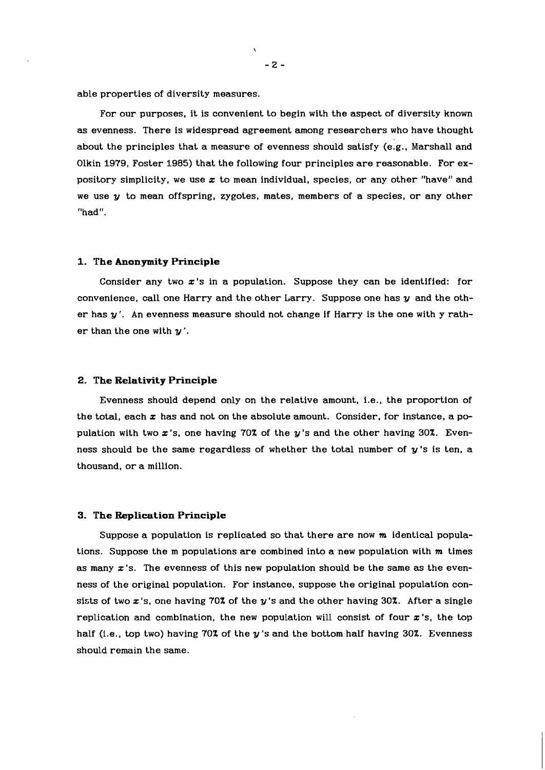able properties of diversity measures.

For our purposes, it is convenient to begin with the aspect of diversity known as evenness. There is widespread agreement among researchers who have thought about the principles that a measure of evenness should satisfy (e.g., Marshall and Olkin 1979, Foster 1985) that the following four principles are reasonable. For expository simplicity, we use $x$ to mean individual, species, or any other "have" and we use $y$ to mean offspring, zygotes, mates, members of a species, or any other "had".

### 1. The Anonymity Principle

Consider any two $x$'s in a population. Suppose they can be identified: for convenience, call one Harry and the other Larry. Suppose one has $y$ and the other has $y'$. An evenness measure should not change if Harry is the one with y rather than the one with $y'$.

### 2. The Relativity Principle

Evenness should depend only on the relative amount, i.e., the proportion of the total, each $x$ has and not on the absolute amount. Consider, for instance, a population with two $x$'s, one having 70% of the $y$'s and the other having 30%. Evenness should be the same regardless of whether the total number of $y$'s is ten, a thousand, or a million.

### 3. The Replication Principle

Suppose a population is replicated so that there are now $m$ identical populations. Suppose the m populations are combined into a new population with $m$ times as many $x$'s. The evenness of this new population should be the same as the evenness of the original population. For instance, suppose the original population consists of two $x$'s, one having 70% of the $y$'s and the other having 30%. After a single replication and combination, the new population will consist of four $x$'s, the top half (i.e., top two) having 70% of the $y$'s and the bottom half having 30%. Evenness should remain the same.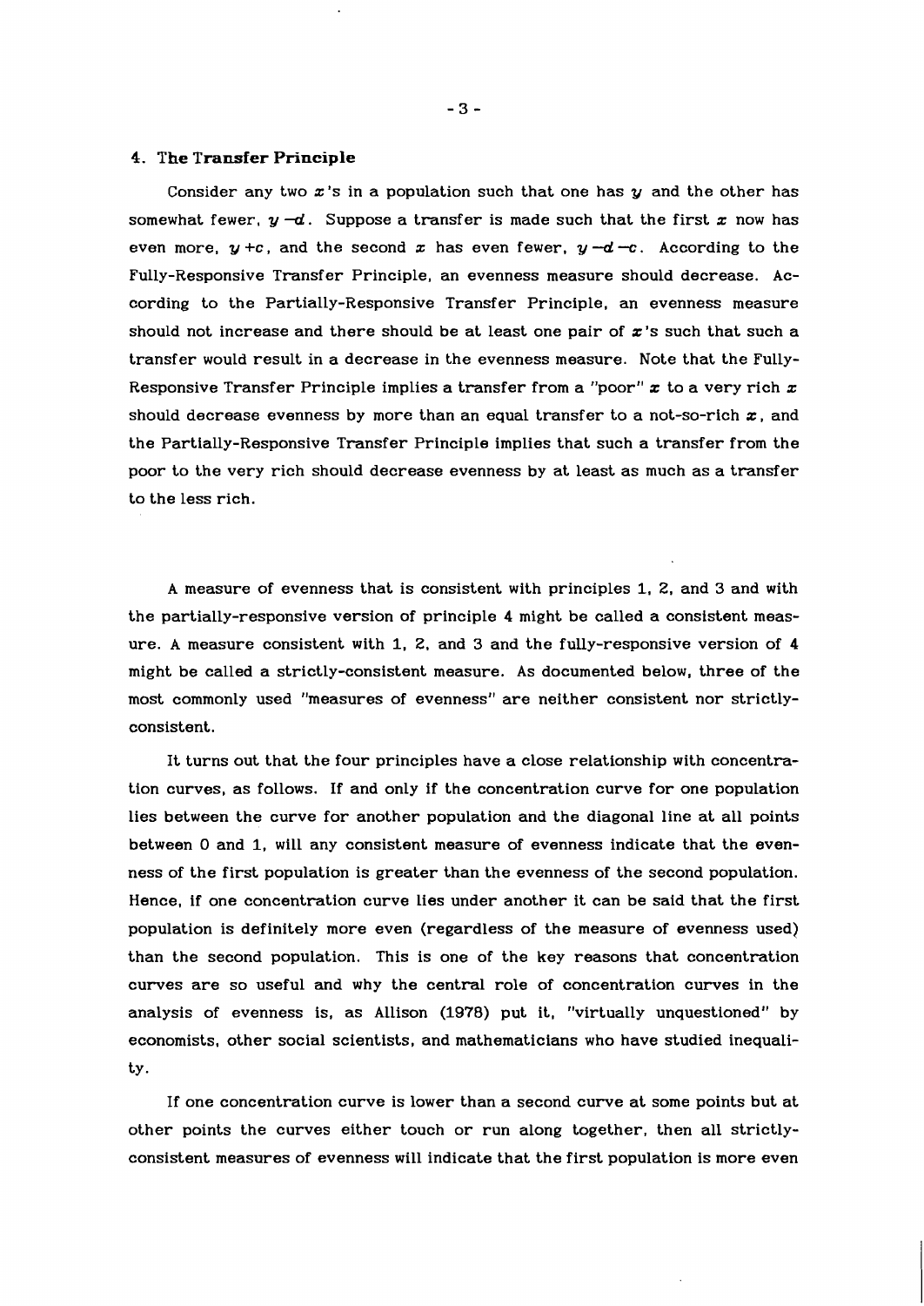## 4. The Transfer Principle

Consider any two $x$'s in a population such that one has $y$ and the other has somewhat fewer, $y - d$. Suppose a transfer is made such that the first $x$ now has even more, $y + c$, and the second $x$ has even fewer, $y - d - c$. According to the Fully-Responsive Transfer Principle, an evenness measure should decrease. According to the Partially-Responsive Transfer Principle, an evenness measure should not increase and there should be at least one pair of $x$'s such that such a transfer would result in a decrease in the evenness measure. Note that the Fully-Responsive Transfer Principle implies a transfer from a "poor" $x$ to a very rich $x$ should decrease evenness by more than an equal transfer to a not-so-rich $x$, and the Partially-Responsive Transfer Principle implies that such a transfer from the poor to the very rich should decrease evenness by at least as much as a transfer to the less rich.

A measure of evenness that is consistent with principles 1, 2, and 3 and with the partially-responsive version of principle 4 might be called a consistent measure. A measure consistent with 1, 2, and 3 and the fully-responsive version of 4 might be called a strictly-consistent measure. As documented below, three of the most commonly used "measures of evenness" are neither consistent nor strictly-consistent.

It turns out that the four principles have a close relationship with concentration curves, as follows. If and only if the concentration curve for one population lies between the curve for another population and the diagonal line at all points between 0 and 1, will any consistent measure of evenness indicate that the evenness of the first population is greater than the evenness of the second population. Hence, if one concentration curve lies under another it can be said that the first population is definitely more even (regardless of the measure of evenness used) than the second population. This is one of the key reasons that concentration curves are so useful and why the central role of concentration curves in the analysis of evenness is, as Allison (1978) put it, "virtually unquestioned" by economists, other social scientists, and mathematicians who have studied inequality.

If one concentration curve is lower than a second curve at some points but at other points the curves either touch or run along together, then all strictly-consistent measures of evenness will indicate that the first population is more even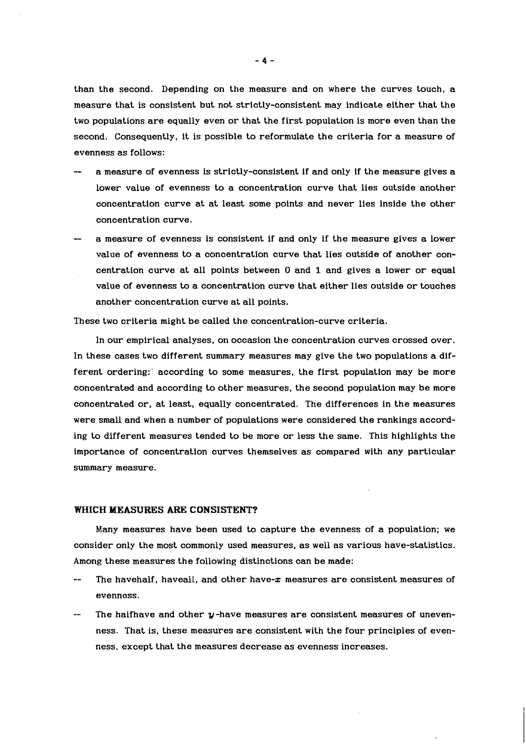than the second. Depending on the measure and on where the curves touch, a measure that is consistent but not strictly-consistent may indicate either that the two populations are equally even or that the first population is more even than the second. Consequently, it is possible to reformulate the criteria for a measure of evenness as follows:

- a measure of evenness is strictly-consistent if and only if the measure gives a lower value of evenness to a concentration curve that lies outside another concentration curve at at least some points and never lies inside the other concentration curve.
- a measure of evenness is consistent if and only if the measure gives a lower value of evenness to a concentration curve that lies outside of another concentration curve at all points between 0 and 1 and gives a lower or equal value of evenness to a concentration curve that either lies outside or touches another concentration curve at all points.

These two criteria might be called the concentration-curve criteria.

In our empirical analyses, on occasion the concentration curves crossed over. In these cases two different summary measures may give the two populations a different ordering: according to some measures, the first population may be more concentrated and according to other measures, the second population may be more concentrated or, at least, equally concentrated. The differences in the measures were small and when a number of populations were considered the rankings according to different measures tended to be more or less the same. This highlights the importance of concentration curves themselves as compared with any particular summary measure.

## WHICH MEASURES ARE CONSISTENT?

Many measures have been used to capture the evenness of a population; we consider only the most commonly used measures, as well as various have-statistics. Among these measures the following distinctions can be made:

- The havehalf, haveall, and other have-$x$ measures are consistent measures of evenness.
- The halfhave and other $y$-have measures are consistent measures of unevenness. That is, these measures are consistent with the four principles of evenness, except that the measures decrease as evenness increases.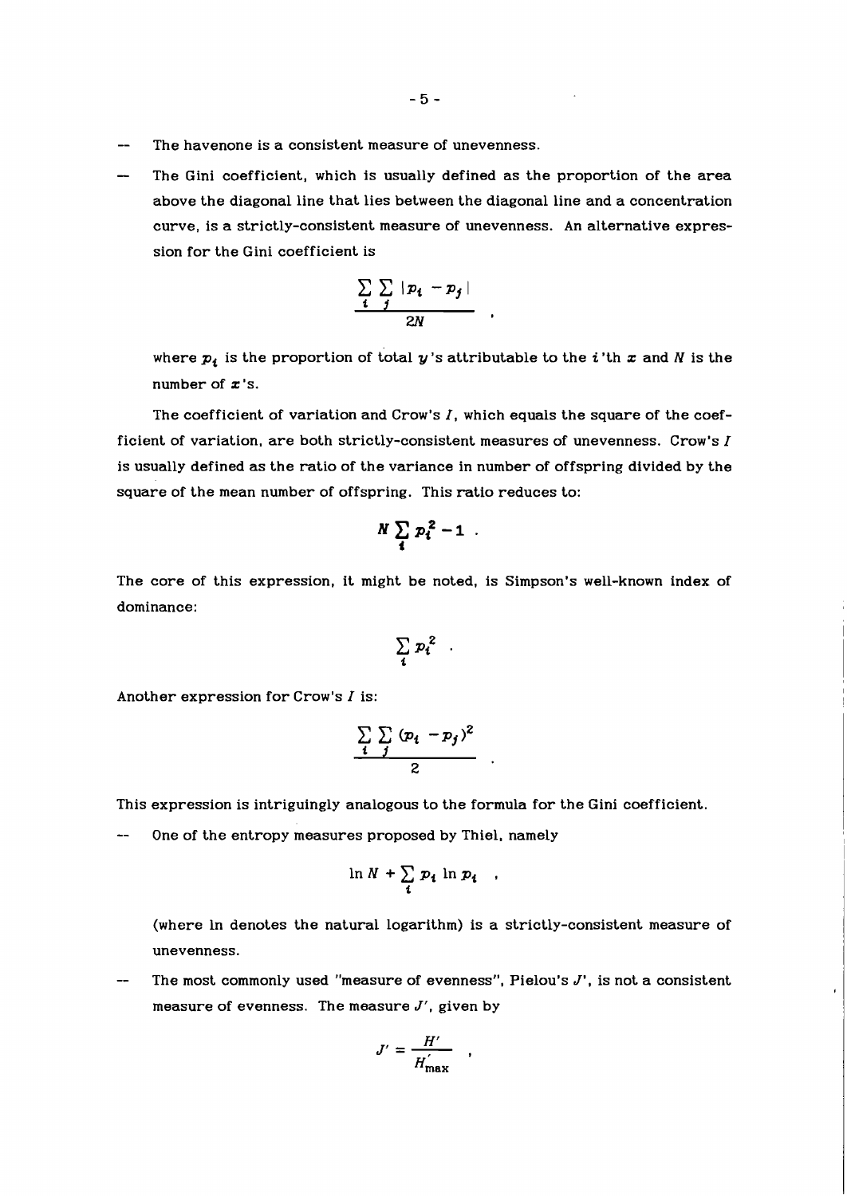- The havenone is a consistent measure of unevenness.

- The Gini coefficient, which is usually defined as the proportion of the area above the diagonal line that lies between the diagonal line and a concentration curve, is a strictly-consistent measure of unevenness. An alternative expression for the Gini coefficient is

$$\frac{\sum_i \sum_j |p_i - p_j|}{2N} \quad ,$$

where $p_i$ is the proportion of total $y$'s attributable to the $i$'th $x$ and $N$ is the number of $x$'s.

The coefficient of variation and Crow's $I$, which equals the square of the coefficient of variation, are both strictly-consistent measures of unevenness. Crow's $I$ is usually defined as the ratio of the variance in number of offspring divided by the square of the mean number of offspring. This ratio reduces to:

$$N \sum_i p_i^2 - 1 \ .$$

The core of this expression, it might be noted, is Simpson's well-known index of dominance:

$$\sum_i p_i^2 \ .$$

Another expression for Crow's $I$ is:

$$\frac{\sum_i \sum_j (p_i - p_j)^2}{2} \ .$$

This expression is intriguingly analogous to the formula for the Gini coefficient.

- One of the entropy measures proposed by Thiel, namely

$$\ln N + \sum_i p_i \ln p_i \quad ,$$

(where ln denotes the natural logarithm) is a strictly-consistent measure of unevenness.

- The most commonly used "measure of evenness", Pielou's $J'$, is not a consistent measure of evenness. The measure $J'$, given by

$$J' = \frac{H'}{H'_{\max}} \quad ,$$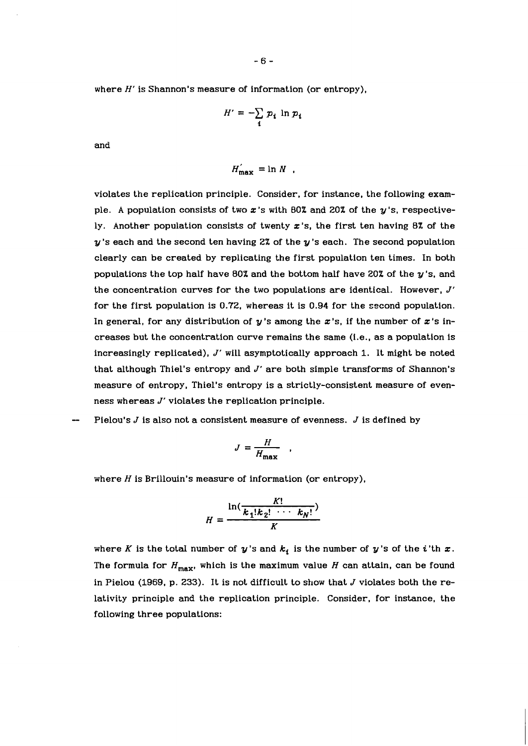where $H'$ is Shannon's measure of information (or entropy),

$$H' = -\sum_i p_i \ln p_i$$

and

$$H'_{\max} = \ln N \ ,$$

violates the replication principle. Consider, for instance, the following example. A population consists of two $x$'s with 80% and 20% of the $y$'s, respectively. Another population consists of twenty $x$'s, the first ten having 8% of the $y$'s each and the second ten having 2% of the $y$'s each. The second population clearly can be created by replicating the first population ten times. In both populations the top half have 80% and the bottom half have 20% of the $y$'s, and the concentration curves for the two populations are identical. However, $J'$ for the first population is 0.72, whereas it is 0.94 for the second population. In general, for any distribution of $y$'s among the $x$'s, if the number of $x$'s increases but the concentration curve remains the same (i.e., as a population is increasingly replicated), $J'$ will asymptotically approach 1. It might be noted that although Thiel's entropy and $J'$ are both simple transforms of Shannon's measure of entropy, Thiel's entropy is a strictly-consistent measure of evenness whereas $J'$ violates the replication principle.

-- Pielou's $J$ is also not a consistent measure of evenness. $J$ is defined by

$$J = \frac{H}{H_{\max}} \ ,$$

where $H$ is Brillouin's measure of information (or entropy),

$$H = \frac{\ln\left(\dfrac{K!}{k_1! k_2! \cdots k_N!}\right)}{K}$$

where $K$ is the total number of $y$'s and $k_i$ is the number of $y$'s of the $i$'th $x$. The formula for $H_{\max}$, which is the maximum value $H$ can attain, can be found in Pielou (1969, p. 233). It is not difficult to show that $J$ violates both the relativity principle and the replication principle. Consider, for instance, the following three populations: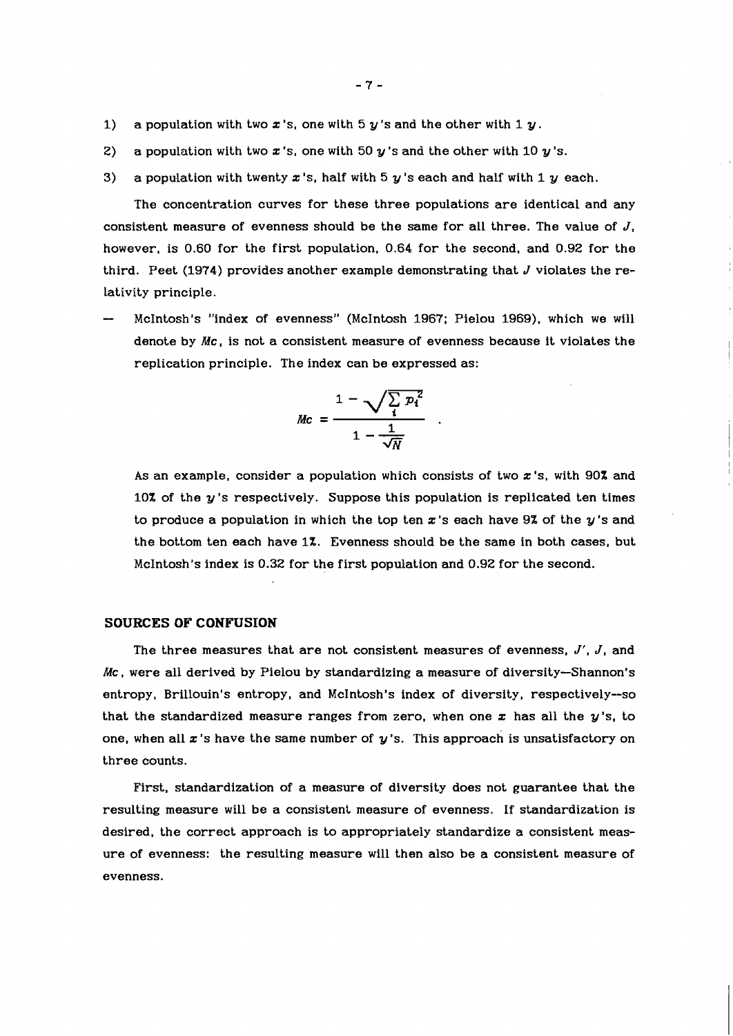1) a population with two $x$'s, one with 5 $y$'s and the other with 1 $y$.

2) a population with two $x$'s, one with 50 $y$'s and the other with 10 $y$'s.

3) a population with twenty $x$'s, half with 5 $y$'s each and half with 1 $y$ each.

The concentration curves for these three populations are identical and any consistent measure of evenness should be the same for all three. The value of $J$, however, is 0.60 for the first population, 0.64 for the second, and 0.92 for the third. Peet (1974) provides another example demonstrating that $J$ violates the relativity principle.

— McIntosh's "index of evenness" (McIntosh 1967; Pielou 1969), which we will denote by $Mc$, is not a consistent measure of evenness because it violates the replication principle. The index can be expressed as:

$$Mc = \frac{1 - \sqrt{\sum_i p_i^2}}{1 - \frac{1}{\sqrt{N}}} \quad .$$

As an example, consider a population which consists of two $x$'s, with 90% and 10% of the $y$'s respectively. Suppose this population is replicated ten times to produce a population in which the top ten $x$'s each have 9% of the $y$'s and the bottom ten each have 1%. Evenness should be the same in both cases, but McIntosh's index is 0.32 for the first population and 0.92 for the second.

## SOURCES OF CONFUSION

The three measures that are not consistent measures of evenness, $J'$, $J$, and $Mc$, were all derived by Pielou by standardizing a measure of diversity—Shannon's entropy, Brillouin's entropy, and McIntosh's index of diversity, respectively—so that the standardized measure ranges from zero, when one $x$ has all the $y$'s, to one, when all $x$'s have the same number of $y$'s. This approach is unsatisfactory on three counts.

First, standardization of a measure of diversity does not guarantee that the resulting measure will be a consistent measure of evenness. If standardization is desired, the correct approach is to appropriately standardize a consistent measure of evenness: the resulting measure will then also be a consistent measure of evenness.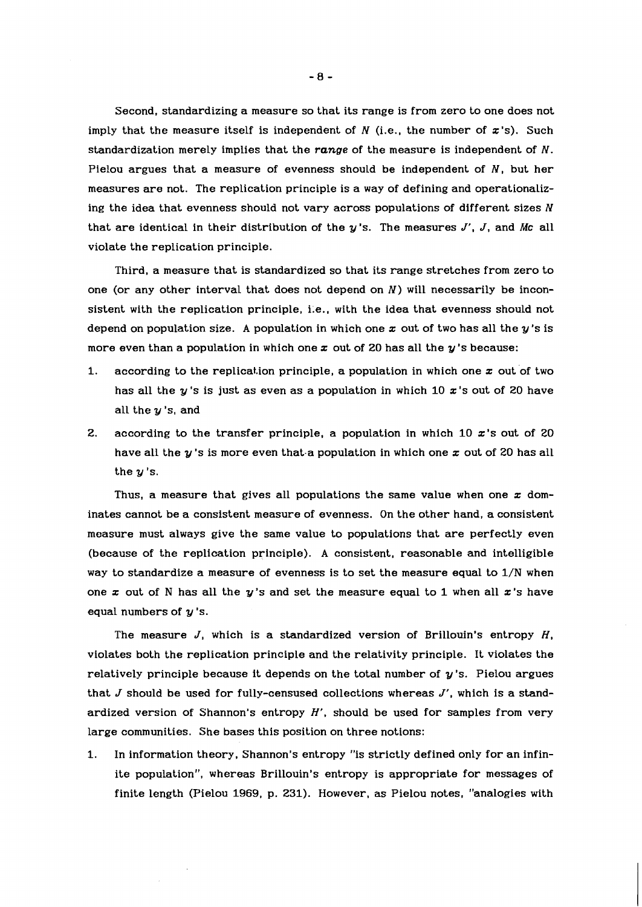Second, standardizing a measure so that its range is from zero to one does not imply that the measure itself is independent of $N$ (i.e., the number of $x$'s). Such standardization merely implies that the *range* of the measure is independent of $N$. Pielou argues that a measure of evenness should be independent of $N$, but her measures are not. The replication principle is a way of defining and operationalizing the idea that evenness should not vary across populations of different sizes $N$ that are identical in their distribution of the $y$'s. The measures $J'$, $J$, and $Mc$ all violate the replication principle.

Third, a measure that is standardized so that its range stretches from zero to one (or any other interval that does not depend on $N$) will necessarily be inconsistent with the replication principle, i.e., with the idea that evenness should not depend on population size. A population in which one $x$ out of two has all the $y$'s is more even than a population in which one $x$ out of 20 has all the $y$'s because:

1. according to the replication principle, a population in which one $x$ out of two has all the $y$'s is just as even as a population in which 10 $x$'s out of 20 have all the $y$'s, and
2. according to the transfer principle, a population in which 10 $x$'s out of 20 have all the $y$'s is more even that a population in which one $x$ out of 20 has all the $y$'s.

Thus, a measure that gives all populations the same value when one $x$ dominates cannot be a consistent measure of evenness. On the other hand, a consistent measure must always give the same value to populations that are perfectly even (because of the replication principle). A consistent, reasonable and intelligible way to standardize a measure of evenness is to set the measure equal to $1/N$ when one $x$ out of N has all the $y$'s and set the measure equal to 1 when all $x$'s have equal numbers of $y$'s.

The measure $J$, which is a standardized version of Brillouin's entropy $H$, violates both the replication principle and the relativity principle. It violates the relatively principle because it depends on the total number of $y$'s. Pielou argues that $J$ should be used for fully-censused collections whereas $J'$, which is a standardized version of Shannon's entropy $H'$, should be used for samples from very large communities. She bases this position on three notions:

1. In information theory, Shannon's entropy "is strictly defined only for an infinite population", whereas Brillouin's entropy is appropriate for messages of finite length (Pielou 1969, p. 231). However, as Pielou notes, "analogies with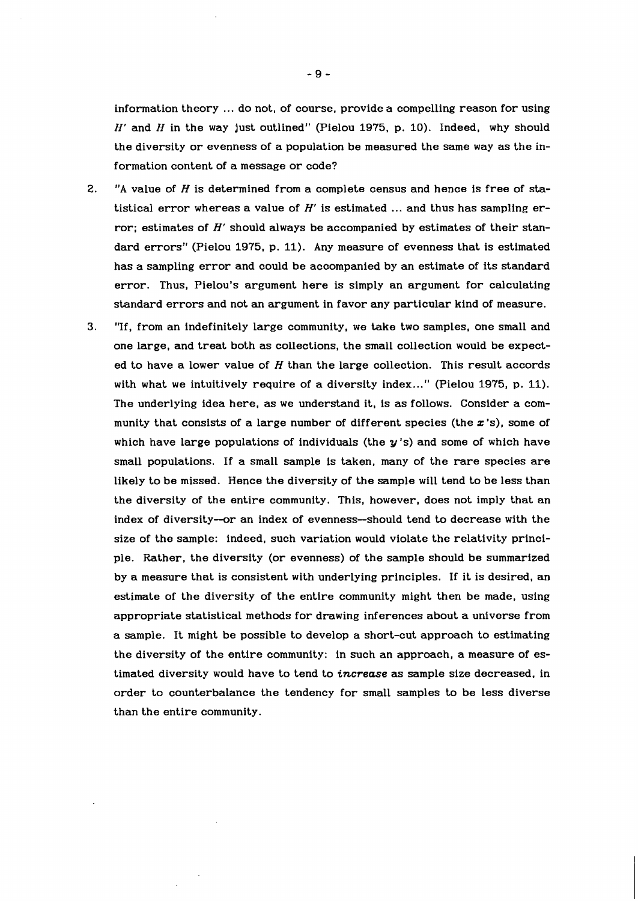information theory ... do not, of course, provide a compelling reason for using $H'$ and $H$ in the way just outlined" (Pielou 1975, p. 10). Indeed, why should the diversity or evenness of a population be measured the same way as the information content of a message or code?

2. "A value of $H$ is determined from a complete census and hence is free of statistical error whereas a value of $H'$ is estimated ... and thus has sampling error; estimates of $H'$ should always be accompanied by estimates of their standard errors" (Pielou 1975, p. 11). Any measure of evenness that is estimated has a sampling error and could be accompanied by an estimate of its standard error. Thus, Pielou's argument here is simply an argument for calculating standard errors and not an argument in favor any particular kind of measure.

3. "If, from an indefinitely large community, we take two samples, one small and one large, and treat both as collections, the small collection would be expected to have a lower value of $H$ than the large collection. This result accords with what we intuitively require of a diversity index..." (Pielou 1975, p. 11). The underlying idea here, as we understand it, is as follows. Consider a community that consists of a large number of different species (the $x$'s), some of which have large populations of individuals (the $y$'s) and some of which have small populations. If a small sample is taken, many of the rare species are likely to be missed. Hence the diversity of the sample will tend to be less than the diversity of the entire community. This, however, does not imply that an index of diversity—or an index of evenness—should tend to decrease with the size of the sample: indeed, such variation would violate the relativity principle. Rather, the diversity (or evenness) of the sample should be summarized by a measure that is consistent with underlying principles. If it is desired, an estimate of the diversity of the entire community might then be made, using appropriate statistical methods for drawing inferences about a universe from a sample. It might be possible to develop a short-cut approach to estimating the diversity of the entire community: in such an approach, a measure of estimated diversity would have to tend to *increase* as sample size decreased, in order to counterbalance the tendency for small samples to be less diverse than the entire community.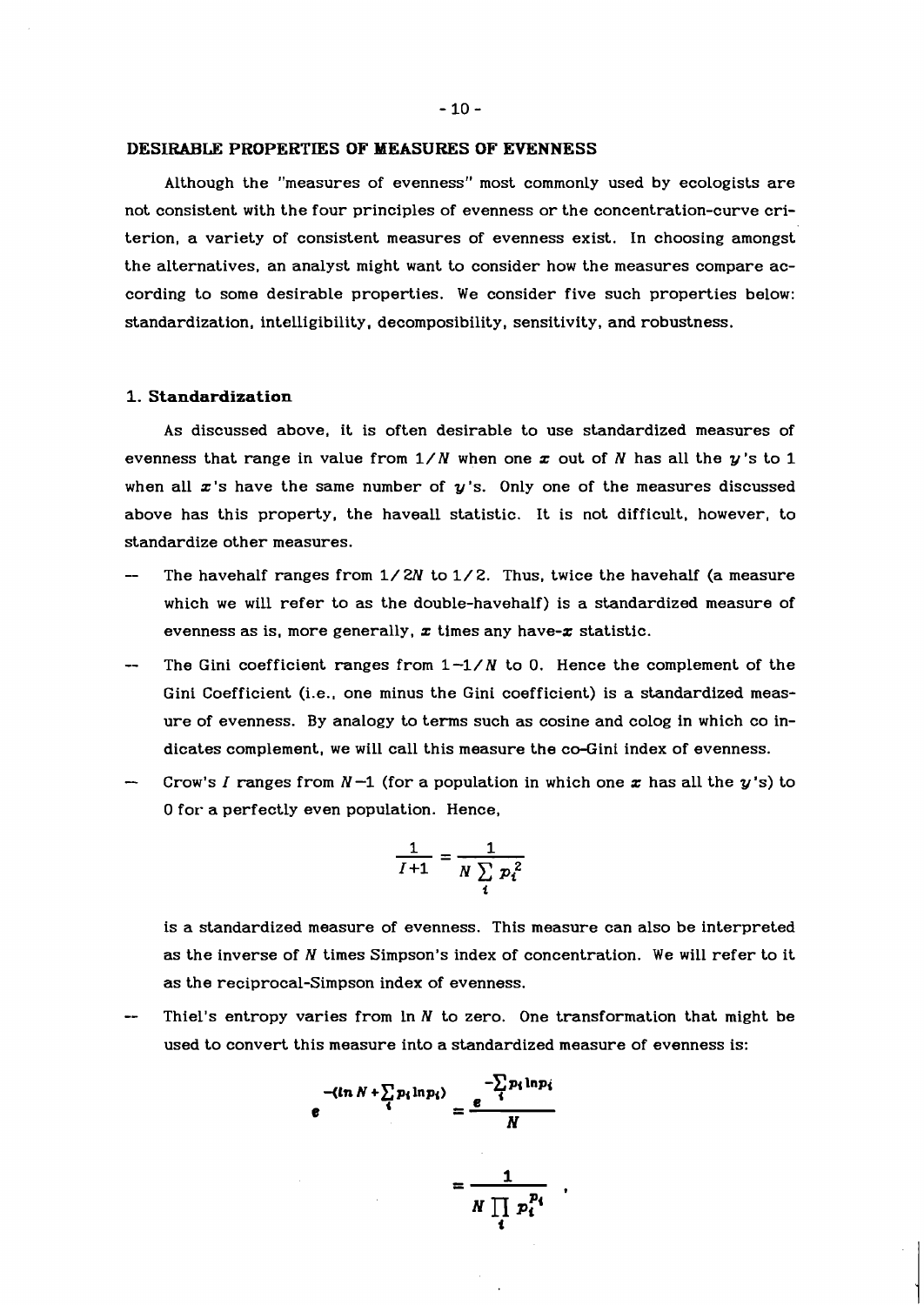## DESIRABLE PROPERTIES OF MEASURES OF EVENNESS

Although the "measures of evenness" most commonly used by ecologists are not consistent with the four principles of evenness or the concentration-curve criterion, a variety of consistent measures of evenness exist. In choosing amongst the alternatives, an analyst might want to consider how the measures compare according to some desirable properties. We consider five such properties below: standardization, intelligibility, decomposibility, sensitivity, and robustness.

### 1. Standardization

As discussed above, it is often desirable to use standardized measures of evenness that range in value from $1/N$ when one $x$ out of $N$ has all the $y$'s to 1 when all $x$'s have the same number of $y$'s. Only one of the measures discussed above has this property, the haveall statistic. It is not difficult, however, to standardize other measures.

- The havehalf ranges from $1/2N$ to $1/2$. Thus, twice the havehalf (a measure which we will refer to as the double-havehalf) is a standardized measure of evenness as is, more generally, $x$ times any have-$x$ statistic.
- The Gini coefficient ranges from $1-1/N$ to 0. Hence the complement of the Gini Coefficient (i.e., one minus the Gini coefficient) is a standardized measure of evenness. By analogy to terms such as cosine and colog in which co indicates complement, we will call this measure the co-Gini index of evenness.
- Crow's $I$ ranges from $N-1$ (for a population in which one $x$ has all the $y$'s) to 0 for a perfectly even population. Hence,

$$\frac{1}{I+1} = \frac{1}{N \sum_i p_i^2}$$

  is a standardized measure of evenness. This measure can also be interpreted as the inverse of $N$ times Simpson's index of concentration. We will refer to it as the reciprocal-Simpson index of evenness.
- Thiel's entropy varies from $\ln N$ to zero. One transformation that might be used to convert this measure into a standardized measure of evenness is:

$$e^{-(\ln N + \sum_i p_i \ln p_i)} = \frac{e^{-\sum_i p_i \ln p_i}}{N}$$

$$= \frac{1}{N \prod_i p_i^{p_i}} \quad ,$$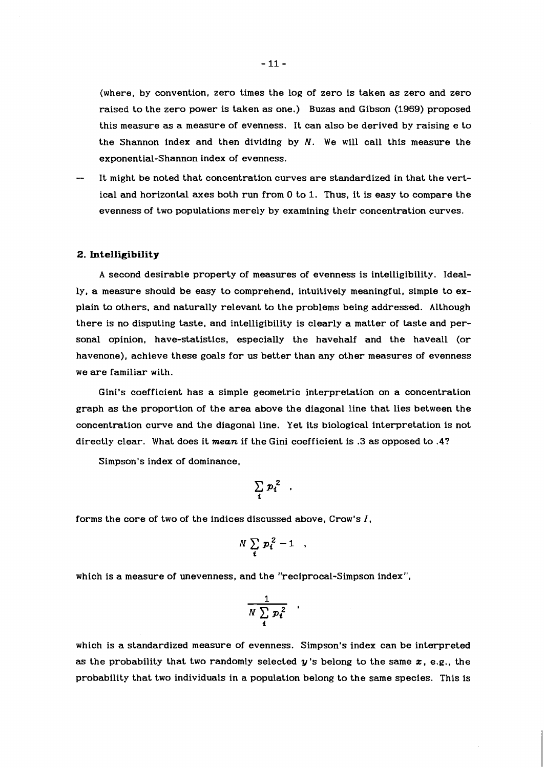(where, by convention, zero times the log of zero is taken as zero and zero raised to the zero power is taken as one.) Buzas and Gibson (1969) proposed this measure as a measure of evenness. It can also be derived by raising e to the Shannon index and then dividing by $N$. We will call this measure the exponential-Shannon index of evenness.

-- It might be noted that concentration curves are standardized in that the vertical and horizontal axes both run from 0 to 1. Thus, it is easy to compare the evenness of two populations merely by examining their concentration curves.

## 2. Intelligibility

A second desirable property of measures of evenness is intelligibility. Ideally, a measure should be easy to comprehend, intuitively meaningful, simple to explain to others, and naturally relevant to the problems being addressed. Although there is no disputing taste, and intelligibility is clearly a matter of taste and personal opinion, have-statistics, especially the havehalf and the haveall (or havenone), achieve these goals for us better than any other measures of evenness we are familiar with.

Gini's coefficient has a simple geometric interpretation on a concentration graph as the proportion of the area above the diagonal line that lies between the concentration curve and the diagonal line. Yet its biological interpretation is not directly clear. What does it *mean* if the Gini coefficient is .3 as opposed to .4?

Simpson's index of dominance,

$$\sum_i p_i^2 \quad ,$$

forms the core of two of the indices discussed above, Crow's $I$,

$$N \sum_i p_i^2 - 1 \quad ,$$

which is a measure of unevenness, and the "reciprocal-Simpson index",

$$\frac{1}{N \sum_i p_i^2} \quad ,$$

which is a standardized measure of evenness. Simpson's index can be interpreted as the probability that two randomly selected $y$'s belong to the same $x$, e.g., the probability that two individuals in a population belong to the same species. This is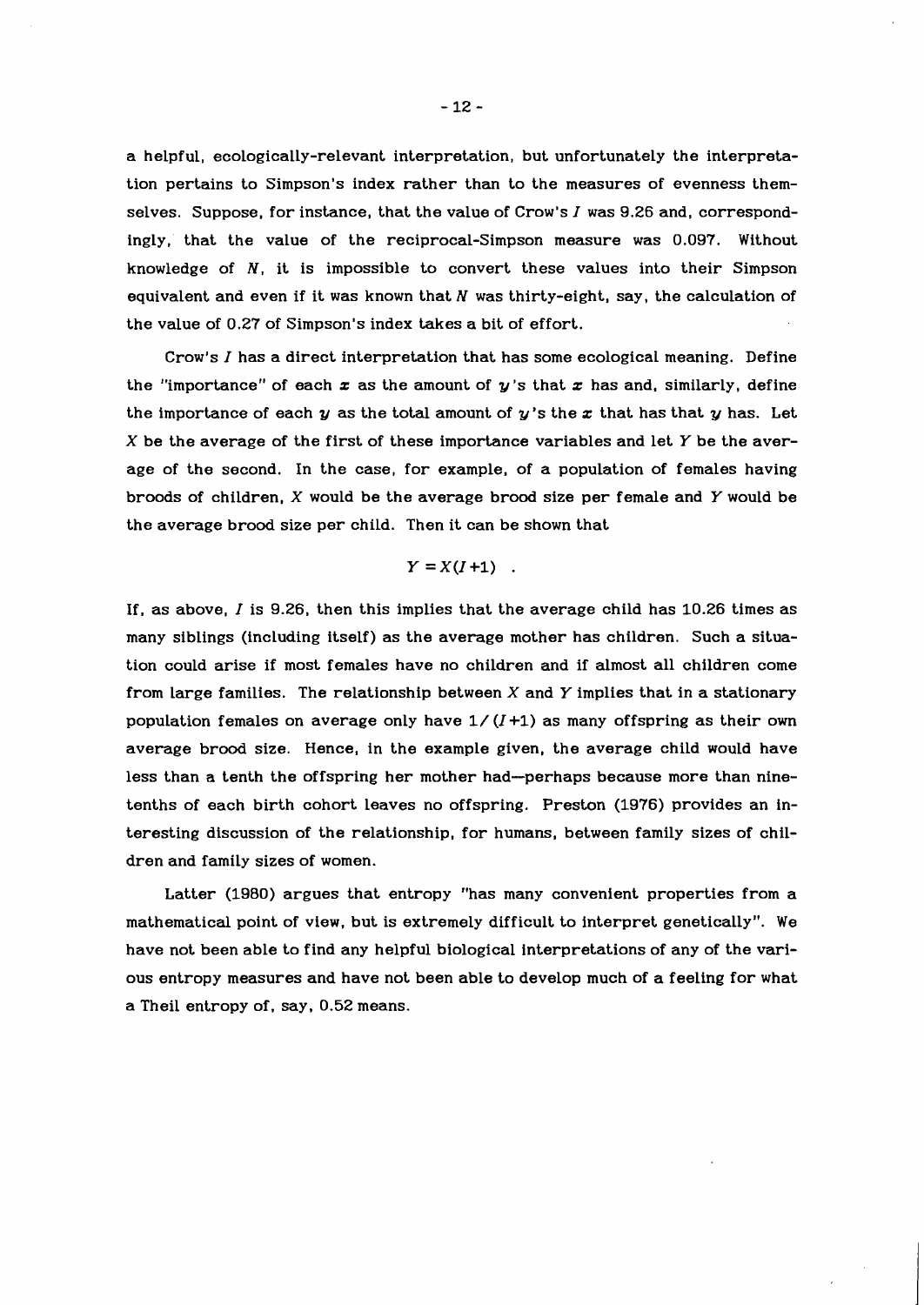a helpful, ecologically-relevant interpretation, but unfortunately the interpretation pertains to Simpson's index rather than to the measures of evenness themselves. Suppose, for instance, that the value of Crow's $I$ was 9.26 and, correspondingly, that the value of the reciprocal-Simpson measure was 0.097. Without knowledge of $N$, it is impossible to convert these values into their Simpson equivalent and even if it was known that $N$ was thirty-eight, say, the calculation of the value of 0.27 of Simpson's index takes a bit of effort.

Crow's $I$ has a direct interpretation that has some ecological meaning. Define the "importance" of each $x$ as the amount of $y$'s that $x$ has and, similarly, define the importance of each $y$ as the total amount of $y$'s the $x$ that has that $y$ has. Let $X$ be the average of the first of these importance variables and let $Y$ be the average of the second. In the case, for example, of a population of females having broods of children, $X$ would be the average brood size per female and $Y$ would be the average brood size per child. Then it can be shown that

$$Y = X(I + 1) \quad .$$

If, as above, $I$ is 9.26, then this implies that the average child has 10.26 times as many siblings (including itself) as the average mother has children. Such a situation could arise if most females have no children and if almost all children come from large families. The relationship between $X$ and $Y$ implies that in a stationary population females on average only have $1/(I+1)$ as many offspring as their own average brood size. Hence, in the example given, the average child would have less than a tenth the offspring her mother had—perhaps because more than nine-tenths of each birth cohort leaves no offspring. Preston (1976) provides an interesting discussion of the relationship, for humans, between family sizes of children and family sizes of women.

Latter (1980) argues that entropy "has many convenient properties from a mathematical point of view, but is extremely difficult to interpret genetically". We have not been able to find any helpful biological interpretations of any of the various entropy measures and have not been able to develop much of a feeling for what a Theil entropy of, say, 0.52 means.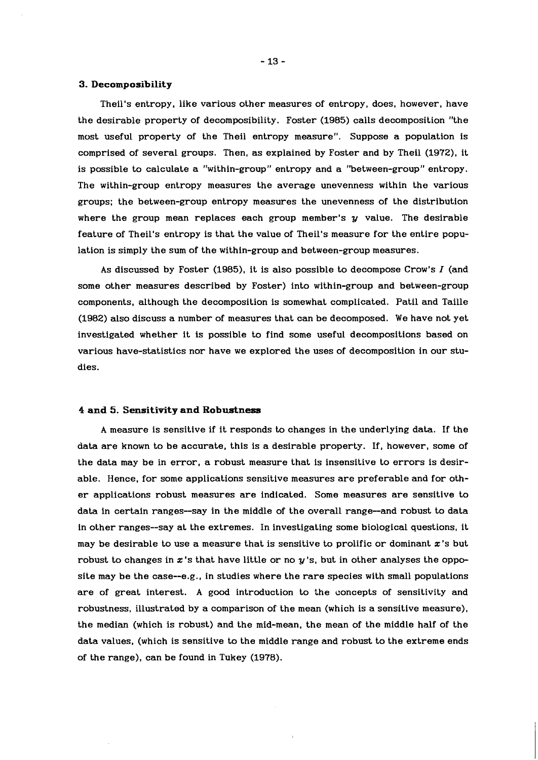### 3. Decomposibility

Theil's entropy, like various other measures of entropy, does, however, have the desirable property of decomposibility. Foster (1985) calls decomposition "the most useful property of the Theil entropy measure". Suppose a population is comprised of several groups. Then, as explained by Foster and by Theil (1972), it is possible to calculate a "within-group" entropy and a "between-group" entropy. The within-group entropy measures the average unevenness within the various groups; the between-group entropy measures the unevenness of the distribution where the group mean replaces each group member's $y$ value. The desirable feature of Theil's entropy is that the value of Theil's measure for the entire population is simply the sum of the within-group and between-group measures.

As discussed by Foster (1985), it is also possible to decompose Crow's $I$ (and some other measures described by Foster) into within-group and between-group components, although the decomposition is somewhat complicated. Patil and Taille (1982) also discuss a number of measures that can be decomposed. We have not yet investigated whether it is possible to find some useful decompositions based on various have-statistics nor have we explored the uses of decomposition in our studies.

### 4 and 5. Sensitivity and Robustness

A measure is sensitive if it responds to changes in the underlying data. If the data are known to be accurate, this is a desirable property. If, however, some of the data may be in error, a robust measure that is insensitive to errors is desirable. Hence, for some applications sensitive measures are preferable and for other applications robust measures are indicated. Some measures are sensitive to data in certain ranges--say in the middle of the overall range--and robust to data in other ranges--say at the extremes. In investigating some biological questions, it may be desirable to use a measure that is sensitive to prolific or dominant $x$'s but robust to changes in $x$'s that have little or no $y$'s, but in other analyses the opposite may be the case--e.g., in studies where the rare species with small populations are of great interest. A good introduction to the concepts of sensitivity and robustness, illustrated by a comparison of the mean (which is a sensitive measure), the median (which is robust) and the mid-mean, the mean of the middle half of the data values, (which is sensitive to the middle range and robust to the extreme ends of the range), can be found in Tukey (1978).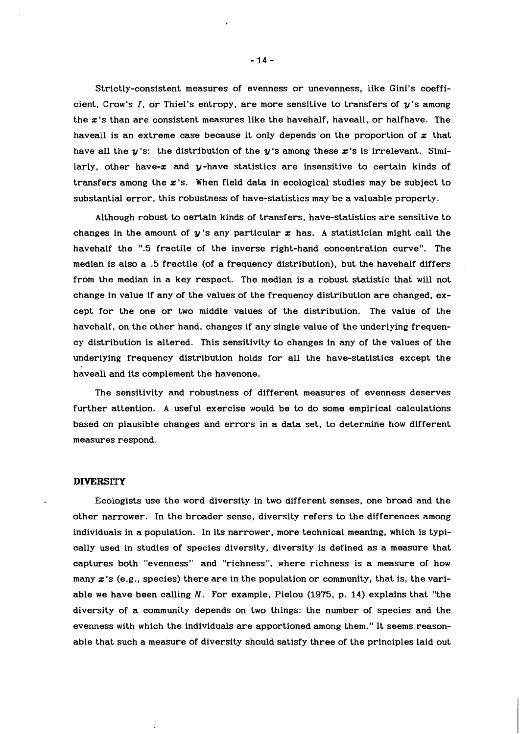Strictly-consistent measures of evenness or unevenness, like Gini's coefficient, Crow's $I$, or Thiel's entropy, are more sensitive to transfers of $y$'s among the $x$'s than are consistent measures like the havehalf, haveall, or halfhave. The haveall is an extreme case because it only depends on the proportion of $x$ that have all the $y$'s: the distribution of the $y$'s among these $x$'s is irrelevant. Similarly, other have-$x$ and $y$-have statistics are insensitive to certain kinds of transfers among the $x$'s. When field data in ecological studies may be subject to substantial error, this robustness of have-statistics may be a valuable property.

Although robust to certain kinds of transfers, have-statistics are sensitive to changes in the amount of $y$'s any particular $x$ has. A statistician might call the havehalf the ".5 fractile of the inverse right-hand concentration curve". The median is also a .5 fractile (of a frequency distribution), but the havehalf differs from the median in a key respect. The median is a robust statistic that will not change in value if any of the values of the frequency distribution are changed, except for the one or two middle values of the distribution. The value of the havehalf, on the other hand, changes if any single value of the underlying frequency distribution is altered. This sensitivity to changes in any of the values of the underlying frequency distribution holds for all the have-statistics except the haveall and its complement the havenone.

The sensitivity and robustness of different measures of evenness deserves further attention. A useful exercise would be to do some empirical calculations based on plausible changes and errors in a data set, to determine how different measures respond.

## DIVERSITY

Ecologists use the word diversity in two different senses, one broad and the other narrower. In the broader sense, diversity refers to the differences among individuals in a population. In its narrower, more technical meaning, which is typically used in studies of species diversity, diversity is defined as a measure that captures both "evenness" and "richness", where richness is a measure of how many $x$'s (e.g., species) there are in the population or community, that is, the variable we have been calling $N$. For example, Pielou (1975, p. 14) explains that "the diversity of a community depends on two things: the number of species and the evenness with which the individuals are apportioned among them." It seems reasonable that such a measure of diversity should satisfy three of the principles laid out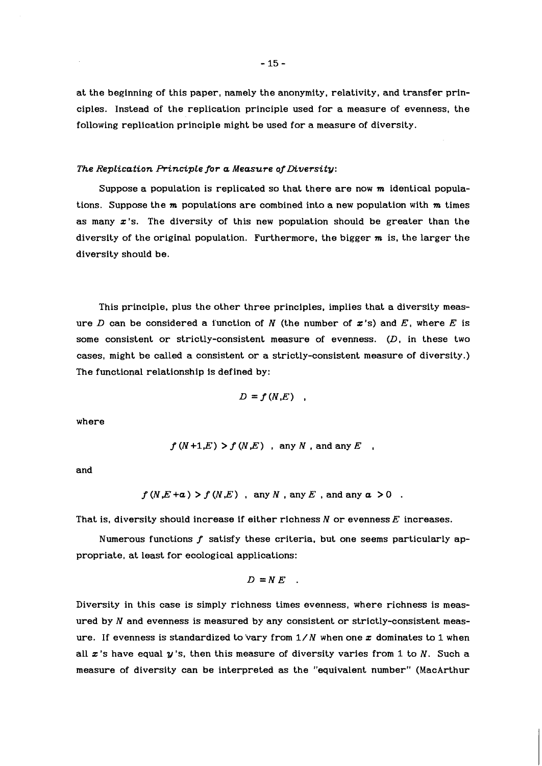at the beginning of this paper, namely the anonymity, relativity, and transfer principles. Instead of the replication principle used for a measure of evenness, the following replication principle might be used for a measure of diversity.

*The Replication Principle for a Measure of Diversity*:

Suppose a population is replicated so that there are now $m$ identical populations. Suppose the $m$ populations are combined into a new population with $m$ times as many $x$'s. The diversity of this new population should be greater than the diversity of the original population. Furthermore, the bigger $m$ is, the larger the diversity should be.

This principle, plus the other three principles, implies that a diversity measure $D$ can be considered a function of $N$ (the number of $x$'s) and $E$, where $E$ is some consistent or strictly-consistent measure of evenness. ($D$, in these two cases, might be called a consistent or a strictly-consistent measure of diversity.) The functional relationship is defined by:

$$D = f(N,E) \quad ,$$

where

$$f(N+1,E) > f(N,E) \quad , \text{ any } N \text{ , and any } E \quad ,$$

and

$$f(N,E+a) > f(N,E) \quad , \text{ any } N \text{ , any } E \text{ , and any } a > 0 \quad .$$

That is, diversity should increase if either richness $N$ or evenness $E$ increases.

Numerous functions $f$ satisfy these criteria, but one seems particularly appropriate, at least for ecological applications:

$$D = N\,E \quad .$$

Diversity in this case is simply richness times evenness, where richness is measured by $N$ and evenness is measured by any consistent or strictly-consistent measure. If evenness is standardized to vary from $1/N$ when one $x$ dominates to 1 when all $x$'s have equal $y$'s, then this measure of diversity varies from 1 to $N$. Such a measure of diversity can be interpreted as the "equivalent number" (MacArthur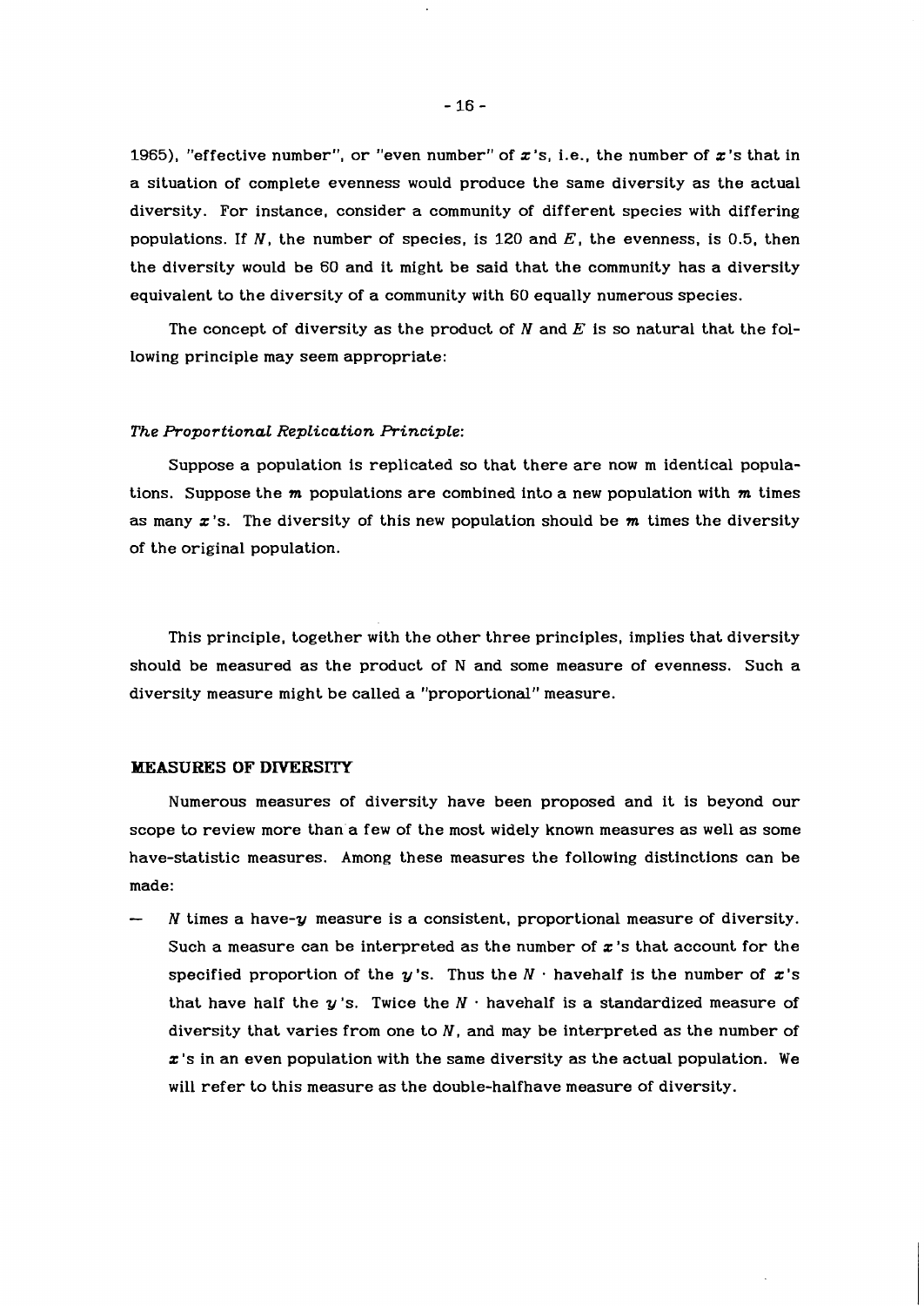1965), "effective number", or "even number" of $x$'s, i.e., the number of $x$'s that in a situation of complete evenness would produce the same diversity as the actual diversity. For instance, consider a community of different species with differing populations. If $N$, the number of species, is 120 and $E$, the evenness, is 0.5, then the diversity would be 60 and it might be said that the community has a diversity equivalent to the diversity of a community with 60 equally numerous species.

The concept of diversity as the product of $N$ and $E$ is so natural that the following principle may seem appropriate:

*The Proportional Replication Principle*:

Suppose a population is replicated so that there are now m identical populations. Suppose the $m$ populations are combined into a new population with $m$ times as many $x$'s. The diversity of this new population should be $m$ times the diversity of the original population.

This principle, together with the other three principles, implies that diversity should be measured as the product of N and some measure of evenness. Such a diversity measure might be called a "proportional" measure.

## MEASURES OF DIVERSITY

Numerous measures of diversity have been proposed and it is beyond our scope to review more than a few of the most widely known measures as well as some have-statistic measures. Among these measures the following distinctions can be made:

— $N$ times a have-$y$ measure is a consistent, proportional measure of diversity. Such a measure can be interpreted as the number of $x$'s that account for the specified proportion of the $y$'s. Thus the $N \cdot$ havehalf is the number of $x$'s that have half the $y$'s. Twice the $N \cdot$ havehalf is a standardized measure of diversity that varies from one to $N$, and may be interpreted as the number of $x$'s in an even population with the same diversity as the actual population. We will refer to this measure as the double-halfhave measure of diversity.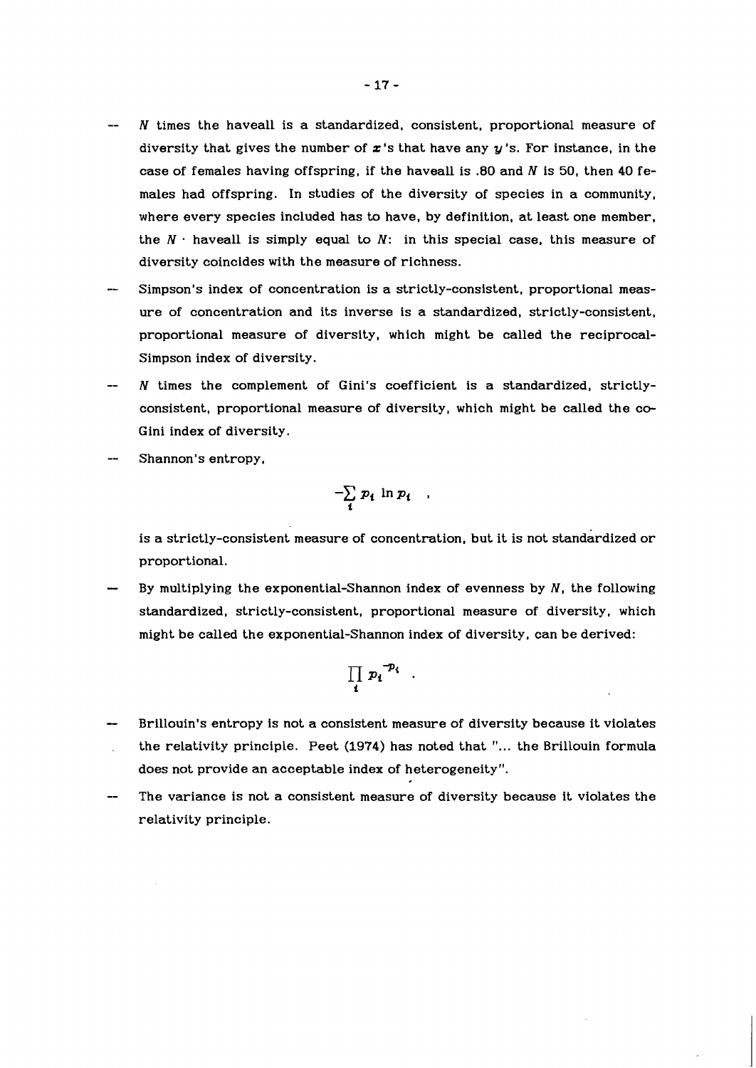- $N$ times the haveall is a standardized, consistent, proportional measure of diversity that gives the number of $x$'s that have any $y$'s. For instance, in the case of females having offspring, if the haveall is .80 and $N$ is 50, then 40 females had offspring. In studies of the diversity of species in a community, where every species included has to have, by definition, at least one member, the $N \cdot$ haveall is simply equal to $N$: in this special case, this measure of diversity coincides with the measure of richness.
- Simpson's index of concentration is a strictly-consistent, proportional measure of concentration and its inverse is a standardized, strictly-consistent, proportional measure of diversity, which might be called the reciprocal-Simpson index of diversity.
- $N$ times the complement of Gini's coefficient is a standardized, strictly-consistent, proportional measure of diversity, which might be called the co-Gini index of diversity.
- Shannon's entropy,

  $$-\sum_i p_i \ln p_i \quad ,$$

  is a strictly-consistent measure of concentration, but it is not standardized or proportional.
- By multiplying the exponential-Shannon index of evenness by $N$, the following standardized, strictly-consistent, proportional measure of diversity, which might be called the exponential-Shannon index of diversity, can be derived:

  $$\prod_i p_i^{-p_i} \quad .$$

- Brillouin's entropy is not a consistent measure of diversity because it violates the relativity principle. Peet (1974) has noted that "... the Brillouin formula does not provide an acceptable index of heterogeneity".
- The variance is not a consistent measure of diversity because it violates the relativity principle.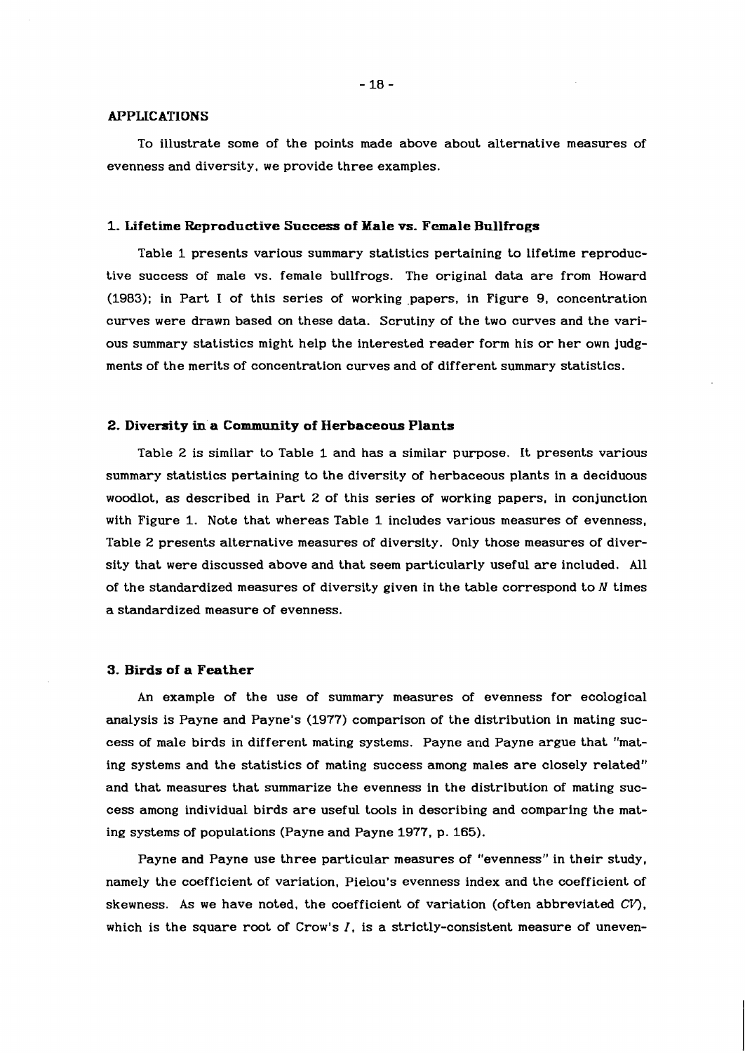## APPLICATIONS

To illustrate some of the points made above about alternative measures of evenness and diversity, we provide three examples.

### 1. Lifetime Reproductive Success of Male vs. Female Bullfrogs

Table 1 presents various summary statistics pertaining to lifetime reproductive success of male vs. female bullfrogs. The original data are from Howard (1983); in Part I of this series of working papers, in Figure 9, concentration curves were drawn based on these data. Scrutiny of the two curves and the various summary statistics might help the interested reader form his or her own judgments of the merits of concentration curves and of different summary statistics.

### 2. Diversity in a Community of Herbaceous Plants

Table 2 is similar to Table 1 and has a similar purpose. It presents various summary statistics pertaining to the diversity of herbaceous plants in a deciduous woodlot, as described in Part 2 of this series of working papers, in conjunction with Figure 1. Note that whereas Table 1 includes various measures of evenness, Table 2 presents alternative measures of diversity. Only those measures of diversity that were discussed above and that seem particularly useful are included. All of the standardized measures of diversity given in the table correspond to $N$ times a standardized measure of evenness.

### 3. Birds of a Feather

An example of the use of summary measures of evenness for ecological analysis is Payne and Payne's (1977) comparison of the distribution in mating success of male birds in different mating systems. Payne and Payne argue that "mating systems and the statistics of mating success among males are closely related" and that measures that summarize the evenness in the distribution of mating success among individual birds are useful tools in describing and comparing the mating systems of populations (Payne and Payne 1977, p. 165).

Payne and Payne use three particular measures of "evenness" in their study, namely the coefficient of variation, Pielou's evenness index and the coefficient of skewness. As we have noted, the coefficient of variation (often abbreviated *CV*), which is the square root of Crow's $I$, is a strictly-consistent measure of uneven-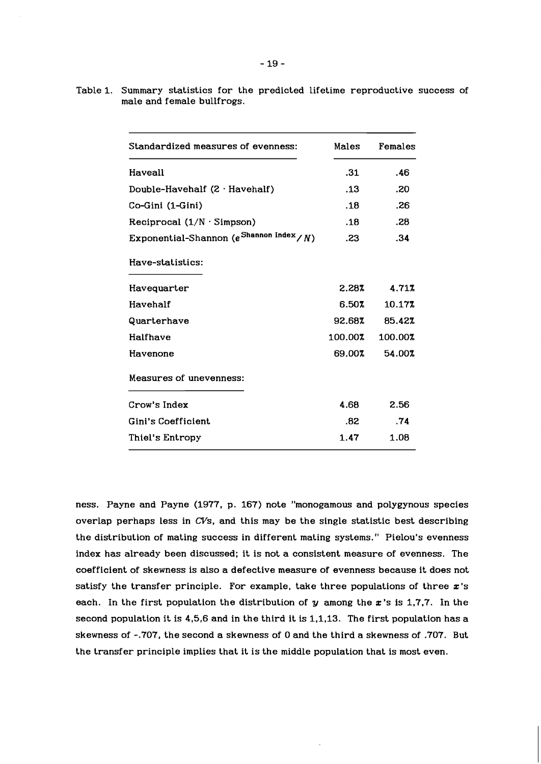Table 1. Summary statistics for the predicted lifetime reproductive success of male and female bullfrogs.

| Standardized measures of evenness: | Males | Females |
|---|---|---|
| Haveall | .31 | .46 |
| Double-Havehalf (2 · Havehalf) | .13 | .20 |
| Co-Gini (1-Gini) | .18 | .26 |
| Reciprocal (1/N · Simpson) | .18 | .28 |
| Exponential-Shannon ($e^{\text{Shannon Index}}/N$) | .23 | .34 |
| **Have-statistics:** | | |
| Havequarter | 2.28% | 4.71% |
| Havehalf | 6.50% | 10.17% |
| Quarterhave | 92.68% | 85.42% |
| Halfhave | 100.00% | 100.00% |
| Havenone | 69.00% | 54.00% |
| **Measures of unevenness:** | | |
| Crow's Index | 4.68 | 2.56 |
| Gini's Coefficient | .82 | .74 |
| Thiel's Entropy | 1.47 | 1.08 |

ness. Payne and Payne (1977, p. 167) note "monogamous and polygynous species overlap perhaps less in *CV*s, and this may be the single statistic best describing the distribution of mating success in different mating systems." Pielou's evenness index has already been discussed; it is not a consistent measure of evenness. The coefficient of skewness is also a defective measure of evenness because it does not satisfy the transfer principle. For example, take three populations of three $x$'s each. In the first population the distribution of $y$ among the $x$'s is 1,7,7. In the second population it is 4,5,6 and in the third it is 1,1,13. The first population has a skewness of -.707, the second a skewness of 0 and the third a skewness of .707. But the transfer principle implies that it is the middle population that is most even.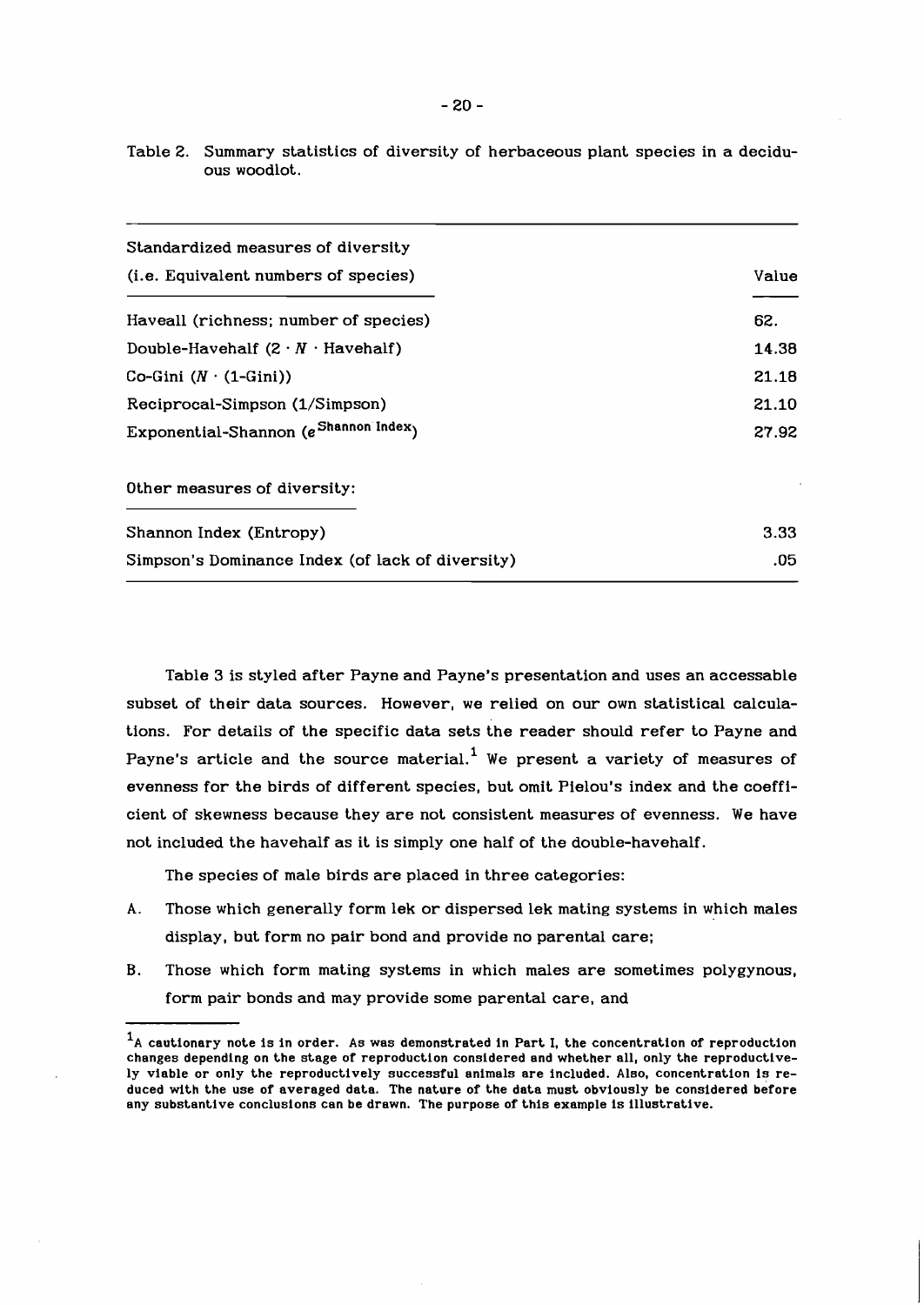Table 2. Summary statistics of diversity of herbaceous plant species in a deciduous woodlot.

| Standardized measures of diversity (i.e. Equivalent numbers of species) | Value |
|---|---|
| Haveall (richness; number of species) | 62. |
| Double-Havehalf ($2 \cdot N \cdot$ Havehalf) | 14.38 |
| Co-Gini ($N \cdot$ (1-Gini)) | 21.18 |
| Reciprocal-Simpson (1/Simpson) | 21.10 |
| Exponential-Shannon ($e^{\text{Shannon Index}}$) | 27.92 |
| **Other measures of diversity:** | |
| Shannon Index (Entropy) | 3.33 |
| Simpson's Dominance Index (of lack of diversity) | .05 |

Table 3 is styled after Payne and Payne's presentation and uses an accessable subset of their data sources. However, we relied on our own statistical calculations. For details of the specific data sets the reader should refer to Payne and Payne's article and the source material.[1] We present a variety of measures of evenness for the birds of different species, but omit Pielou's index and the coefficient of skewness because they are not consistent measures of evenness. We have not included the havehalf as it is simply one half of the double-havehalf.

The species of male birds are placed in three categories:

A. Those which generally form lek or dispersed lek mating systems in which males display, but form no pair bond and provide no parental care;

B. Those which form mating systems in which males are sometimes polygynous, form pair bonds and may provide some parental care, and

[1] A cautionary note is in order. As was demonstrated in Part I, the concentration of reproduction changes depending on the stage of reproduction considered and whether all, only the reproductively viable or only the reproductively successful animals are included. Also, concentration is reduced with the use of averaged data. The nature of the data must obviously be considered before any substantive conclusions can be drawn. The purpose of this example is illustrative.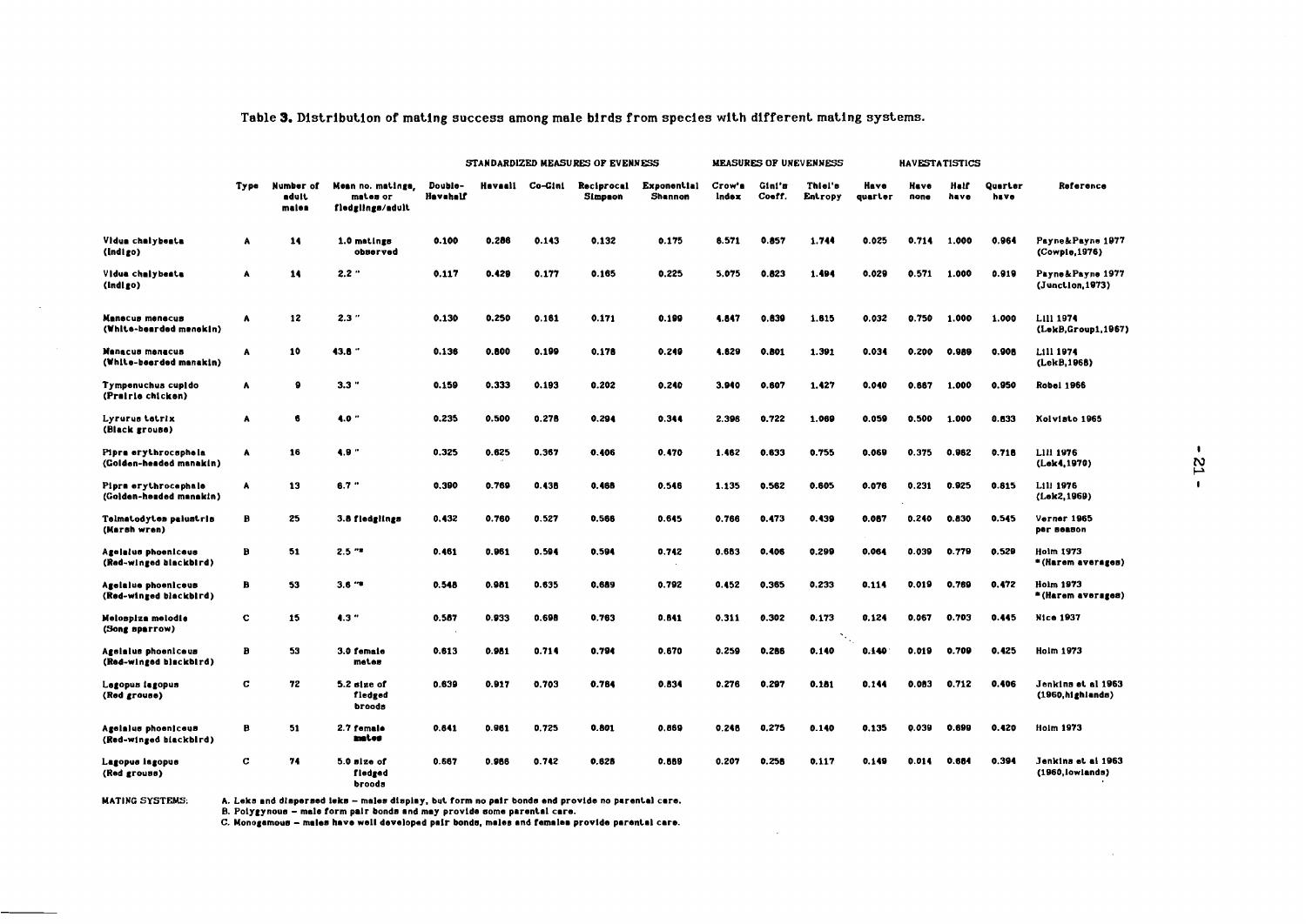Table 3. Distribution of mating success among male birds from species with different mating systems.

| | Type | Number of adult males | Mean no. matings, mates or fledglings/adult | STANDARDIZED MEASURES OF EVENNESS | | | | | MEASURES OF UNEVENNESS | | | HAVESTATISTICS | | | | Reference |
|---|---|---|---|---|---|---|---|---|---|---|---|---|---|---|---|---|
| | | | | Double-Havehalf | Havaall | Co-Gini | Reciprocal Simpson | Exponential Shannon | Crow's Index | Gini's Coeff. | Thiel's Entropy | Have quarter | Have none | Half have | Quarter have | |
| Vidua chalybeata (Indigo) | A | 14 | 1.0 matings observed | 0.100 | 0.286 | 0.143 | 0.132 | 0.175 | 6.571 | 0.857 | 1.744 | 0.025 | 0.714 | 1.000 | 0.964 | Payne&Payne 1977 (Cowpie,1976) |
| Vidua chalybeata (Indigo) | A | 14 | 2.2 " | 0.117 | 0.429 | 0.177 | 0.165 | 0.225 | 5.075 | 0.823 | 1.494 | 0.029 | 0.571 | 1.000 | 0.919 | Payne&Payne 1977 (Junction,1973) |
| Manacus manacus (White-bearded manakin) | A | 12 | 2.3 " | 0.130 | 0.250 | 0.161 | 0.171 | 0.199 | 4.847 | 0.839 | 1.815 | 0.032 | 0.750 | 1.000 | 1.000 | Lill 1974 (LekB,Group1,1967) |
| Manacus manacus (White-bearded manakin) | A | 10 | 43.8 " | 0.136 | 0.800 | 0.199 | 0.178 | 0.249 | 4.829 | 0.801 | 1.391 | 0.034 | 0.200 | 0.989 | 0.908 | Lill 1974 (LekB,1968) |
| Tympanuchus cupido (Prairie chicken) | A | 9 | 3.3 " | 0.159 | 0.333 | 0.193 | 0.202 | 0.240 | 3.940 | 0.807 | 1.427 | 0.040 | 0.667 | 1.000 | 0.950 | Robel 1966 |
| Lyrurus tetrix (Black grouse) | A | 6 | 4.0 " | 0.235 | 0.500 | 0.278 | 0.294 | 0.344 | 2.396 | 0.722 | 1.069 | 0.059 | 0.500 | 1.000 | 0.833 | Koivisto 1965 |
| Pipra erythrocephala (Golden-headed manakin) | A | 16 | 4.9 " | 0.325 | 0.625 | 0.367 | 0.406 | 0.470 | 1.462 | 0.633 | 0.755 | 0.069 | 0.375 | 0.982 | 0.718 | Lill 1976 (Lek4,1970) |
| Pipra erythrocephala (Golden-headed manakin) | A | 13 | 6.7 " | 0.390 | 0.769 | 0.438 | 0.468 | 0.546 | 1.135 | 0.562 | 0.605 | 0.076 | 0.231 | 0.925 | 0.815 | Lill 1976 (Lek2,1969) |
| Telmatodytes palustris (Marsh wren) | B | 25 | 3.8 fledglings | 0.432 | 0.760 | 0.527 | 0.568 | 0.645 | 0.766 | 0.473 | 0.439 | 0.087 | 0.240 | 0.830 | 0.545 | Verner 1965 per season |
| Agelaius phoeniceus (Red-winged blackbird) | B | 51 | 2.5 "* | 0.461 | 0.961 | 0.594 | 0.594 | 0.742 | 0.683 | 0.406 | 0.299 | 0.064 | 0.039 | 0.779 | 0.529 | Holm 1973 *(Harem averages) |
| Agelaius phoeniceus (Red-winged blackbird) | B | 53 | 3.6 "* | 0.548 | 0.981 | 0.635 | 0.689 | 0.792 | 0.452 | 0.365 | 0.233 | 0.114 | 0.019 | 0.769 | 0.472 | Holm 1973 *(Harem averages) |
| Melospiza melodia (Song sparrow) | C | 15 | 4.3 " | 0.587 | 0.933 | 0.698 | 0.763 | 0.841 | 0.311 | 0.302 | 0.173 | 0.124 | 0.067 | 0.703 | 0.445 | Nice 1937 |
| Agelaius phoeniceus (Red-winged blackbird) | B | 53 | 3.0 female mates | 0.613 | 0.981 | 0.714 | 0.794 | 0.870 | 0.259 | 0.286 | 0.140 | 0.140 | 0.019 | 0.709 | 0.425 | Holm 1973 |
| Lagopus lagopus (Red grouse) | C | 72 | 5.2 size of fledged broods | 0.639 | 0.917 | 0.703 | 0.784 | 0.834 | 0.276 | 0.297 | 0.181 | 0.144 | 0.083 | 0.712 | 0.406 | Jenkins et al 1963 (1960,highlands) |
| Agelaius phoeniceus (Red-winged blackbird) | B | 51 | 2.7 female mates | 0.641 | 0.961 | 0.725 | 0.801 | 0.869 | 0.248 | 0.275 | 0.140 | 0.135 | 0.039 | 0.699 | 0.420 | Holm 1973 |
| Lagopus lagopus (Red grouse) | C | 74 | 5.0 size of fledged broods | 0.667 | 0.986 | 0.742 | 0.828 | 0.889 | 0.207 | 0.258 | 0.117 | 0.149 | 0.014 | 0.684 | 0.394 | Jenkins et al 1963 (1960,lowlands) |

MATING SYSTEMS:
A. Leks and dispersed leks – males display, but form no pair bonds and provide no parental care.
B. Polygynous – male form pair bonds and may provide some parental care.
C. Monogamous – males have well developed pair bonds, males and females provide parental care.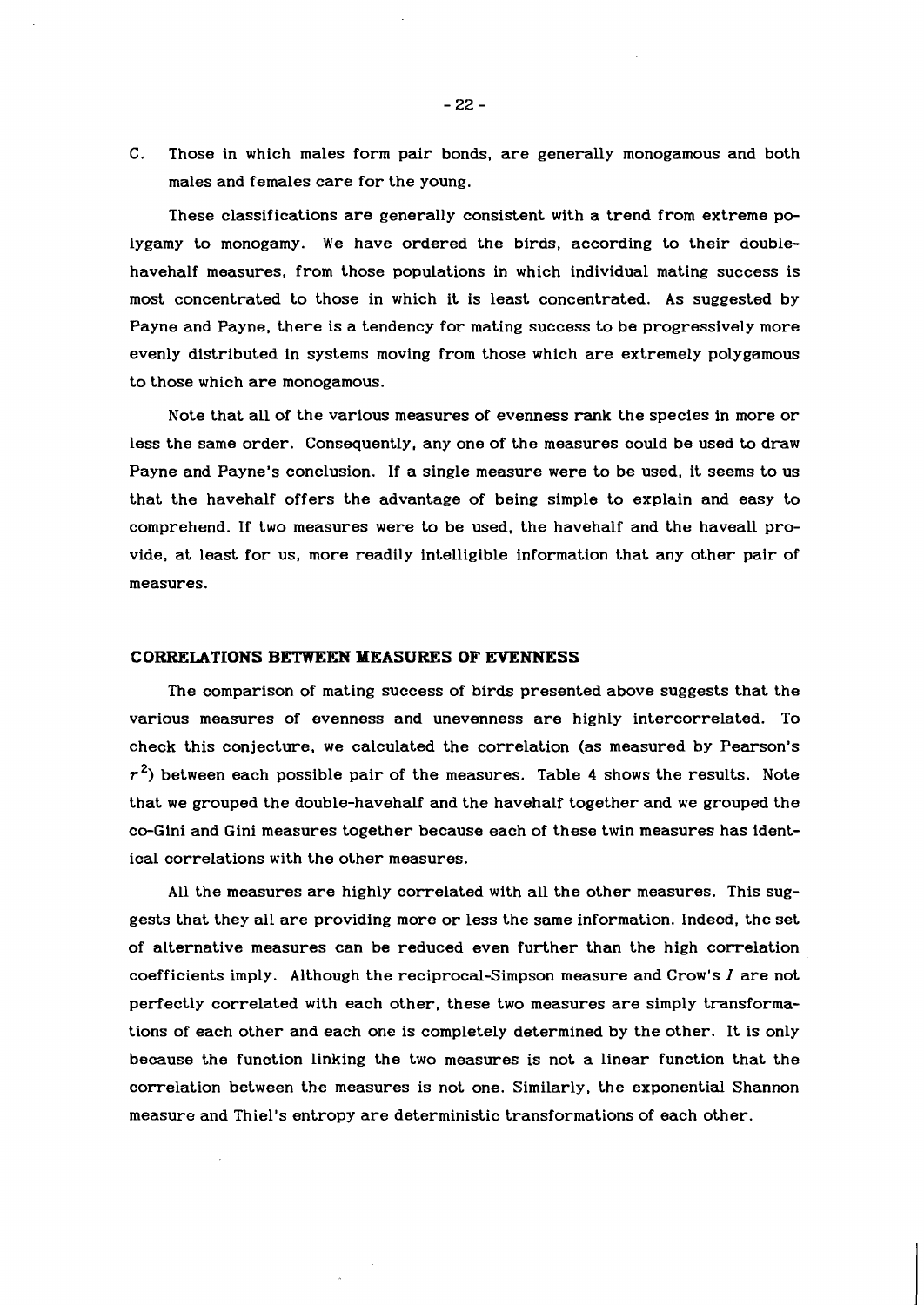C. Those in which males form pair bonds, are generally monogamous and both males and females care for the young.

These classifications are generally consistent with a trend from extreme polygamy to monogamy. We have ordered the birds, according to their double-havehalf measures, from those populations in which individual mating success is most concentrated to those in which it is least concentrated. As suggested by Payne and Payne, there is a tendency for mating success to be progressively more evenly distributed in systems moving from those which are extremely polygamous to those which are monogamous.

Note that all of the various measures of evenness rank the species in more or less the same order. Consequently, any one of the measures could be used to draw Payne and Payne's conclusion. If a single measure were to be used, it seems to us that the havehalf offers the advantage of being simple to explain and easy to comprehend. If two measures were to be used, the havehalf and the haveall provide, at least for us, more readily intelligible information that any other pair of measures.

## CORRELATIONS BETWEEN MEASURES OF EVENNESS

The comparison of mating success of birds presented above suggests that the various measures of evenness and unevenness are highly intercorrelated. To check this conjecture, we calculated the correlation (as measured by Pearson's $r^2$) between each possible pair of the measures. Table 4 shows the results. Note that we grouped the double-havehalf and the havehalf together and we grouped the co-Gini and Gini measures together because each of these twin measures has identical correlations with the other measures.

All the measures are highly correlated with all the other measures. This suggests that they all are providing more or less the same information. Indeed, the set of alternative measures can be reduced even further than the high correlation coefficients imply. Although the reciprocal-Simpson measure and Crow's $I$ are not perfectly correlated with each other, these two measures are simply transformations of each other and each one is completely determined by the other. It is only because the function linking the two measures is not a linear function that the correlation between the measures is not one. Similarly, the exponential Shannon measure and Thiel's entropy are deterministic transformations of each other.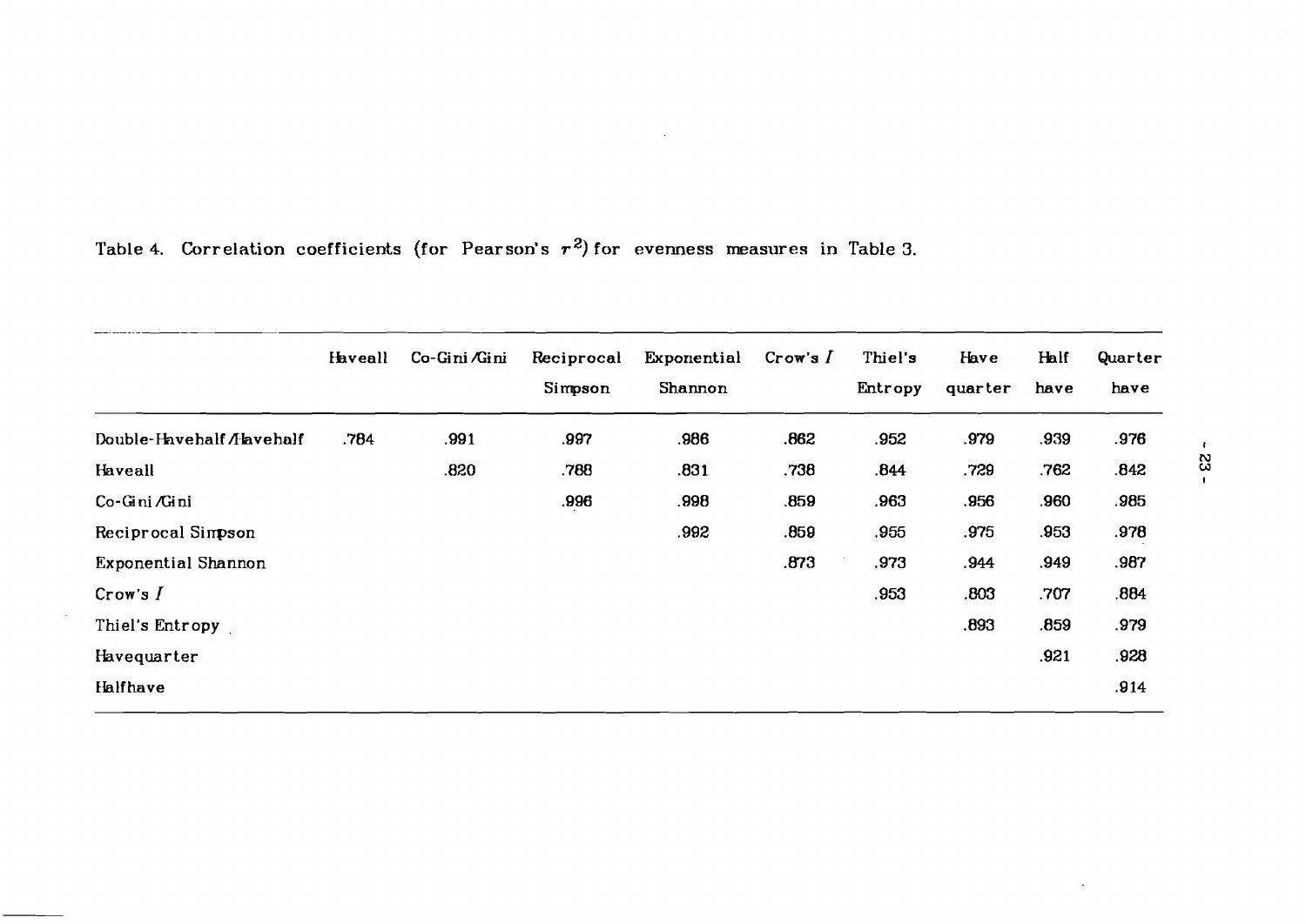Table 4. Correlation coefficients (for Pearson's $r^2$) for evenness measures in Table 3.

| | Haveall | Co-Gini/Gini | Reciprocal Simpson | Exponential Shannon | Crow's $I$ | Thiel's Entropy | Have quarter | Half have | Quarter have |
|---|---|---|---|---|---|---|---|---|---|
| Double-Havehalf/Havehalf | .784 | .991 | .997 | .986 | .862 | .952 | .979 | .939 | .976 |
| Haveall | | .820 | .788 | .831 | .738 | .844 | .729 | .762 | .842 |
| Co-Gini/Gini | | | .996 | .998 | .859 | .963 | .956 | .960 | .985 |
| Reciprocal Simpson | | | | .992 | .859 | .955 | .975 | .953 | .978 |
| Exponential Shannon | | | | | .873 | .973 | .944 | .949 | .987 |
| Crow's $I$ | | | | | | .953 | .803 | .707 | .884 |
| Thiel's Entropy | | | | | | | .893 | .859 | .979 |
| Havequarter | | | | | | | | .921 | .928 |
| Halfhave | | | | | | | | | .914 |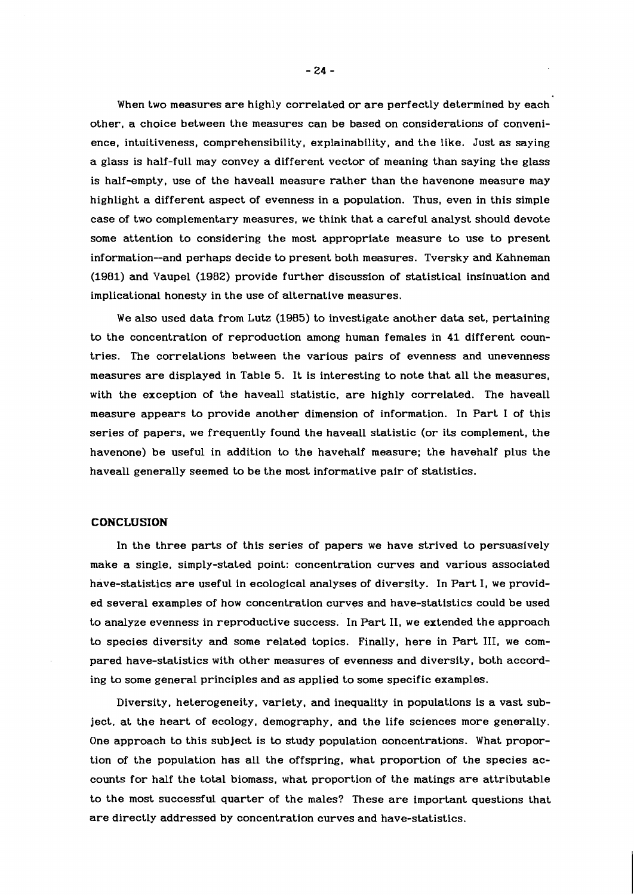When two measures are highly correlated or are perfectly determined by each other, a choice between the measures can be based on considerations of convenience, intuitiveness, comprehensibility, explainability, and the like. Just as saying a glass is half-full may convey a different vector of meaning than saying the glass is half-empty, use of the haveall measure rather than the havenone measure may highlight a different aspect of evenness in a population. Thus, even in this simple case of two complementary measures, we think that a careful analyst should devote some attention to considering the most appropriate measure to use to present information--and perhaps decide to present both measures. Tversky and Kahneman (1981) and Vaupel (1982) provide further discussion of statistical insinuation and implicational honesty in the use of alternative measures.

We also used data from Lutz (1985) to investigate another data set, pertaining to the concentration of reproduction among human females in 41 different countries. The correlations between the various pairs of evenness and unevenness measures are displayed in Table 5. It is interesting to note that all the measures, with the exception of the haveall statistic, are highly correlated. The haveall measure appears to provide another dimension of information. In Part I of this series of papers, we frequently found the haveall statistic (or its complement, the havenone) be useful in addition to the havehalf measure; the havehalf plus the haveall generally seemed to be the most informative pair of statistics.

## CONCLUSION

In the three parts of this series of papers we have strived to persuasively make a single, simply-stated point: concentration curves and various associated have-statistics are useful in ecological analyses of diversity. In Part I, we provided several examples of how concentration curves and have-statistics could be used to analyze evenness in reproductive success. In Part II, we extended the approach to species diversity and some related topics. Finally, here in Part III, we compared have-statistics with other measures of evenness and diversity, both according to some general principles and as applied to some specific examples.

Diversity, heterogeneity, variety, and inequality in populations is a vast subject, at the heart of ecology, demography, and the life sciences more generally. One approach to this subject is to study population concentrations. What proportion of the population has all the offspring, what proportion of the species accounts for half the total biomass, what proportion of the matings are attributable to the most successful quarter of the males? These are important questions that are directly addressed by concentration curves and have-statistics.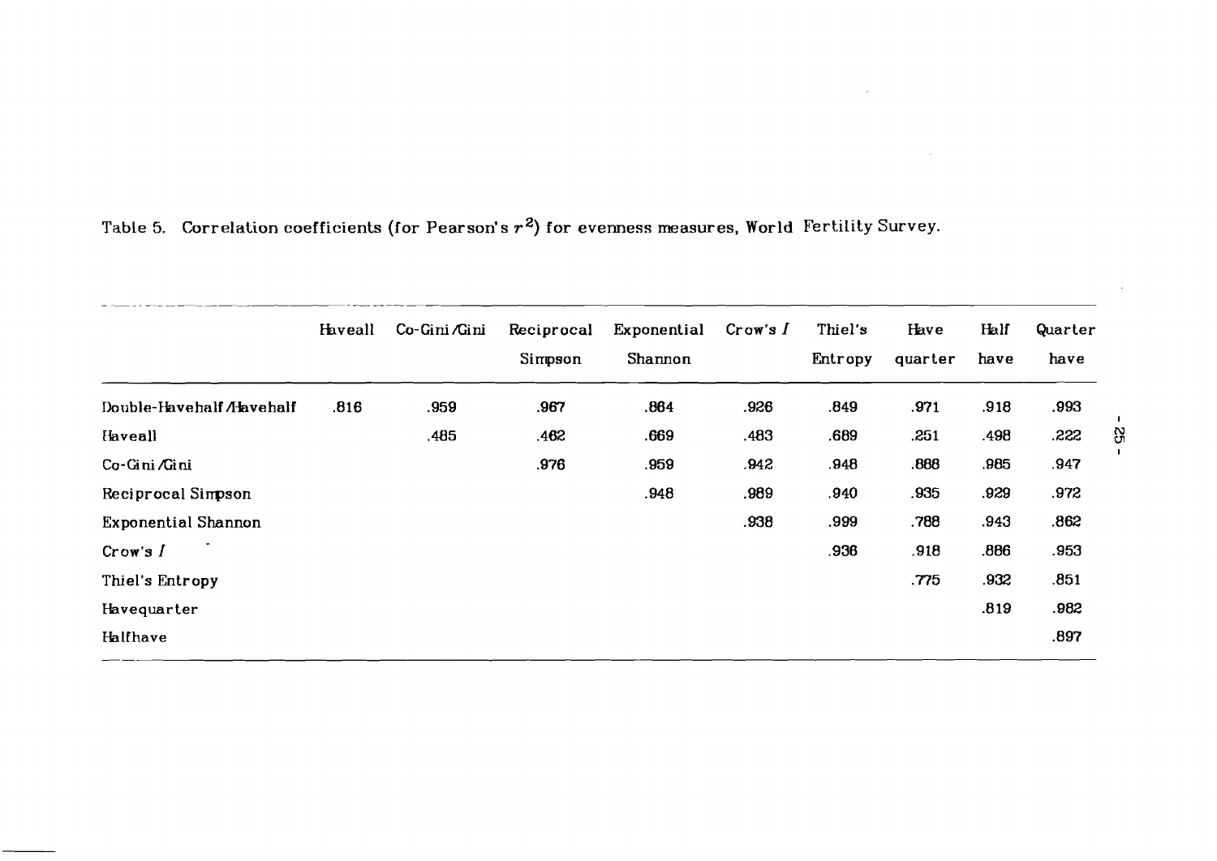Table 5. Correlation coefficients (for Pearson's $r^2$) for evenness measures, World Fertility Survey.

| | Haveall | Co-Gini/Gini | Reciprocal Simpson | Exponential Shannon | Crow's $I$ | Thiel's Entropy | Have quarter | Half have | Quarter have |
|---|---|---|---|---|---|---|---|---|---|
| Double-Havehalf/Havehalf | .816 | .959 | .967 | .864 | .926 | .849 | .971 | .918 | .993 |
| Haveall | | .485 | .462 | .669 | .483 | .689 | .251 | .498 | .222 |
| Co-Gini/Gini | | | .976 | .959 | .942 | .948 | .888 | .985 | .947 |
| Reciprocal Simpson | | | | .948 | .989 | .940 | .935 | .929 | .972 |
| Exponential Shannon | | | | | .938 | .999 | .788 | .943 | .862 |
| Crow's $I$ | | | | | | .936 | .918 | .886 | .953 |
| Thiel's Entropy | | | | | | | .775 | .932 | .851 |
| Havequarter | | | | | | | | .819 | .982 |
| Halfhave | | | | | | | | | .897 |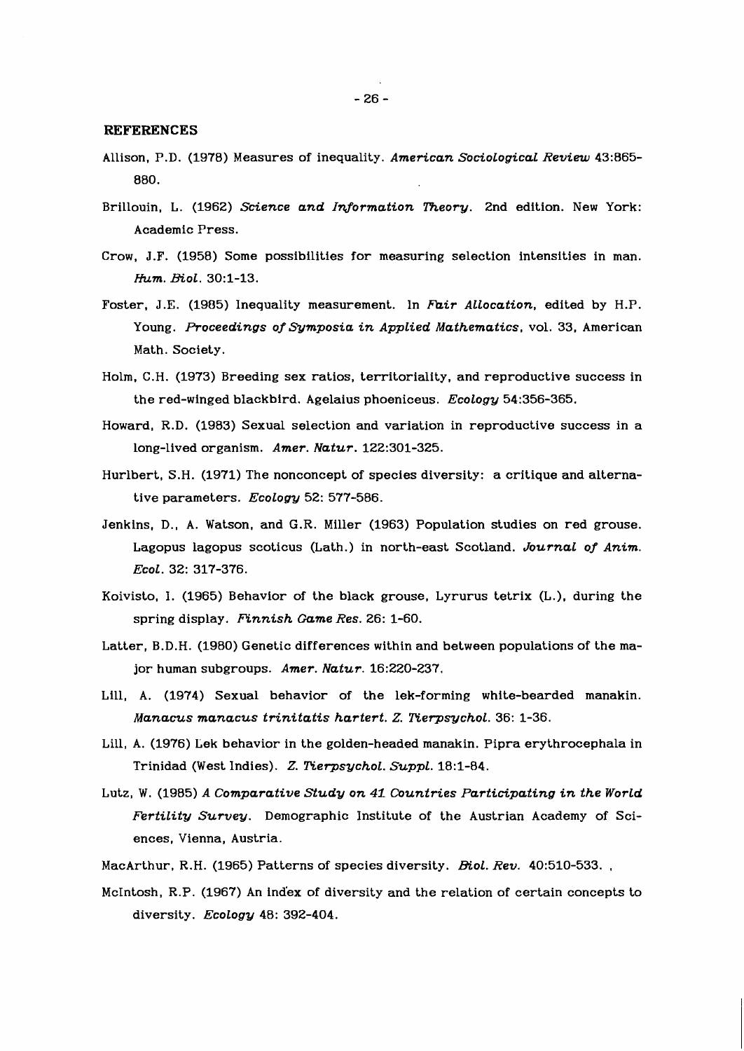## REFERENCES

Allison, P.D. (1978) Measures of inequality. *American Sociological Review* 43:865-880.

Brillouin, L. (1962) *Science and Information Theory*. 2nd edition. New York: Academic Press.

Crow, J.F. (1958) Some possibilities for measuring selection intensities in man. *Hum. Biol.* 30:1-13.

Foster, J.E. (1985) Inequality measurement. In *Fair Allocation*, edited by H.P. Young. *Proceedings of Symposia in Applied Mathematics*, vol. 33, American Math. Society.

Holm, C.H. (1973) Breeding sex ratios, territoriality, and reproductive success in the red-winged blackbird. Agelaius phoeniceus. *Ecology* 54:356-365.

Howard, R.D. (1983) Sexual selection and variation in reproductive success in a long-lived organism. *Amer. Natur.* 122:301-325.

Hurlbert, S.H. (1971) The nonconcept of species diversity: a critique and alternative parameters. *Ecology* 52: 577-586.

Jenkins, D., A. Watson, and G.R. Miller (1963) Population studies on red grouse. Lagopus lagopus scoticus (Lath.) in north-east Scotland. *Journal of Anim. Ecol.* 32: 317-376.

Koivisto, I. (1965) Behavior of the black grouse, Lyrurus tetrix (L.), during the spring display. *Finnish Game Res.* 26: 1-60.

Latter, B.D.H. (1980) Genetic differences within and between populations of the major human subgroups. *Amer. Natur.* 16:220-237.

Lill, A. (1974) Sexual behavior of the lek-forming white-bearded manakin. *Manacus manacus trinitatis hartert. Z. Tierpsychol.* 36: 1-36.

Lill, A. (1976) Lek behavior in the golden-headed manakin. Pipra erythrocephala in Trinidad (West Indies). *Z. Tierpsychol. Suppl.* 18:1-84.

Lutz, W. (1985) *A Comparative Study on 41 Countries Participating in the World Fertility Survey*. Demographic Institute of the Austrian Academy of Sciences, Vienna, Austria.

MacArthur, R.H. (1965) Patterns of species diversity. *Biol. Rev.* 40:510-533. ,

McIntosh, R.P. (1967) An index of diversity and the relation of certain concepts to diversity. *Ecology* 48: 392-404.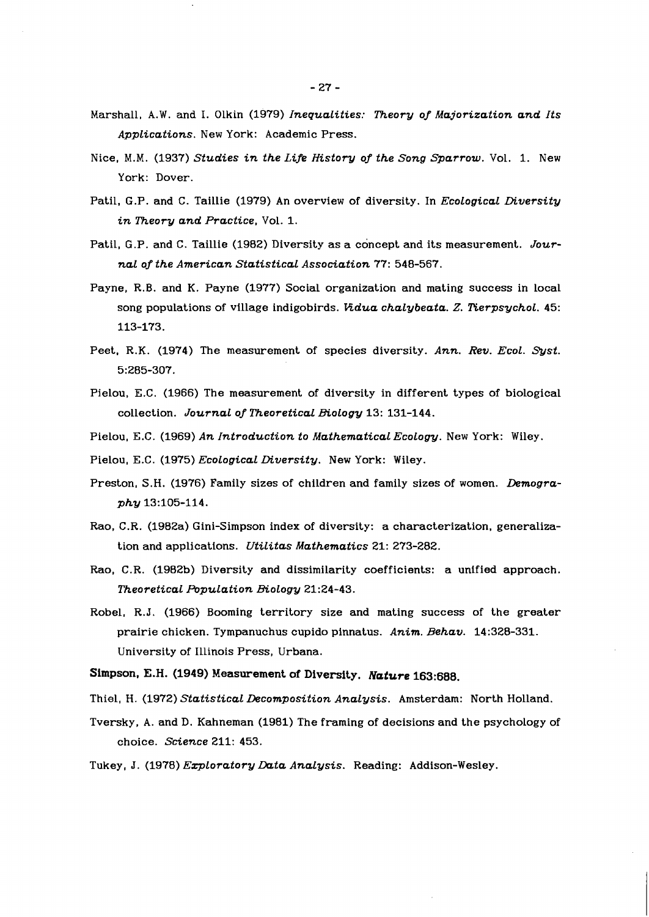Marshall, A.W. and I. Olkin (1979) *Inequalities: Theory of Majorization and Its Applications*. New York: Academic Press.

Nice, M.M. (1937) *Studies in the Life History of the Song Sparrow*. Vol. 1. New York: Dover.

Patil, G.P. and C. Taillie (1979) An overview of diversity. In *Ecological Diversity in Theory and Practice*, Vol. 1.

Patil, G.P. and C. Taillie (1982) Diversity as a concept and its measurement. *Journal of the American Statistical Association* 77: 548-567.

Payne, R.B. and K. Payne (1977) Social organization and mating success in local song populations of village indigobirds. *Vidua chalybeata. Z. Tierpsychol.* 45: 113-173.

Peet, R.K. (1974) The measurement of species diversity. *Ann. Rev. Ecol. Syst.* 5:285-307.

Pielou, E.C. (1966) The measurement of diversity in different types of biological collection. *Journal of Theoretical Biology* 13: 131-144.

Pielou, E.C. (1969) *An Introduction to Mathematical Ecology*. New York: Wiley.

Pielou, E.C. (1975) *Ecological Diversity*. New York: Wiley.

Preston, S.H. (1976) Family sizes of children and family sizes of women. *Demography* 13:105-114.

Rao, C.R. (1982a) Gini-Simpson index of diversity: a characterization, generalization and applications. *Utilitas Mathematics* 21: 273-282.

Rao, C.R. (1982b) Diversity and dissimilarity coefficients: a unified approach. *Theoretical Population Biology* 21:24-43.

Robel, R.J. (1966) Booming territory size and mating success of the greater prairie chicken. Tympanuchus cupido pinnatus. *Anim. Behav.* 14:328-331. University of Illinois Press, Urbana.

**Simpson, E.H. (1949) Measurement of Diversity. *Nature* 163:688.**

Thiel, H. (1972) *Statistical Decomposition Analysis*. Amsterdam: North Holland.

Tversky, A. and D. Kahneman (1981) The framing of decisions and the psychology of choice. *Science* 211: 453.

Tukey, J. (1978) *Exploratory Data Analysis*. Reading: Addison-Wesley.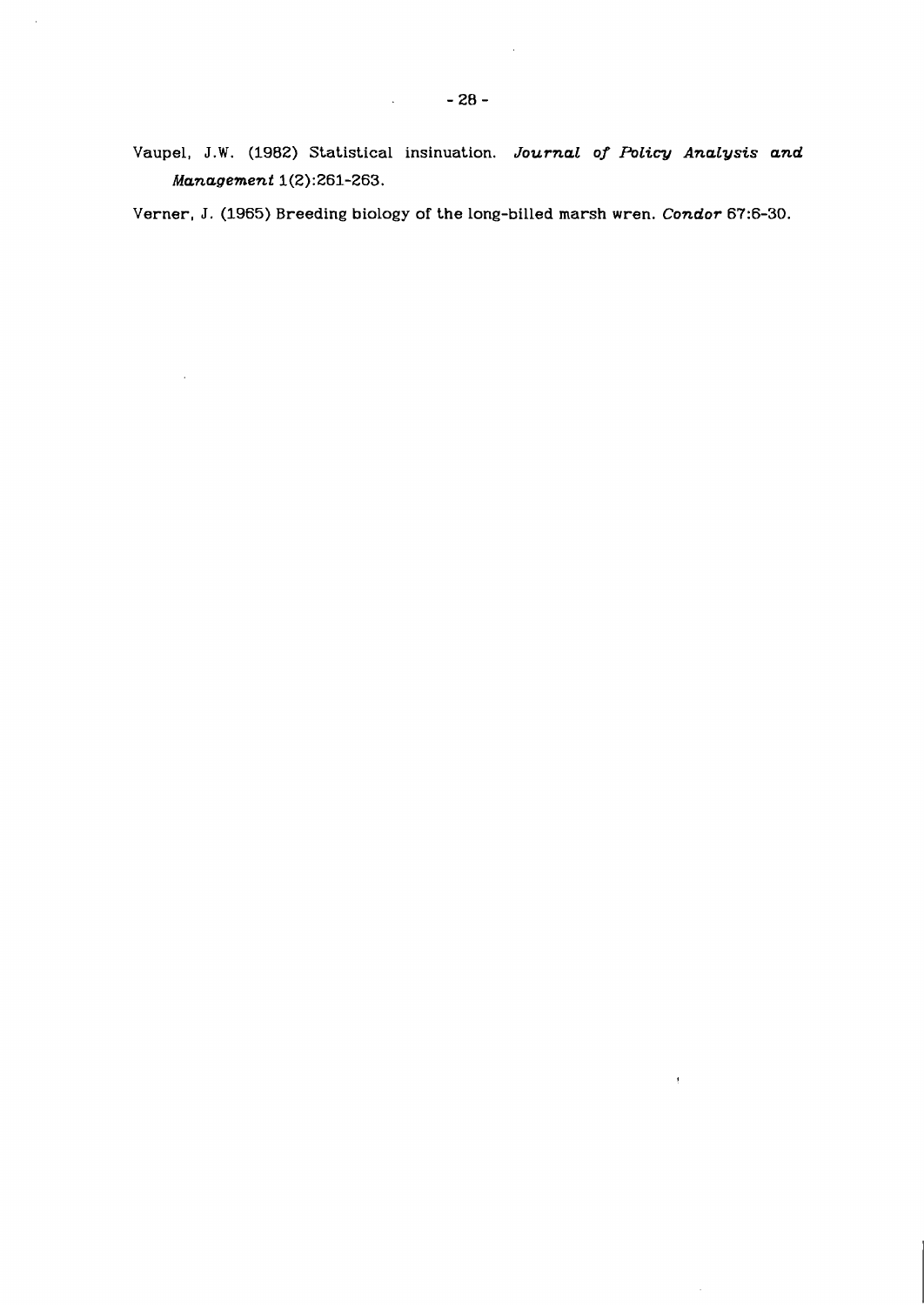Vaupel, J.W. (1982) Statistical insinuation. *Journal of Policy Analysis and Management* 1(2):261-263.

Verner, J. (1965) Breeding biology of the long-billed marsh wren. *Condor* 67:6-30.